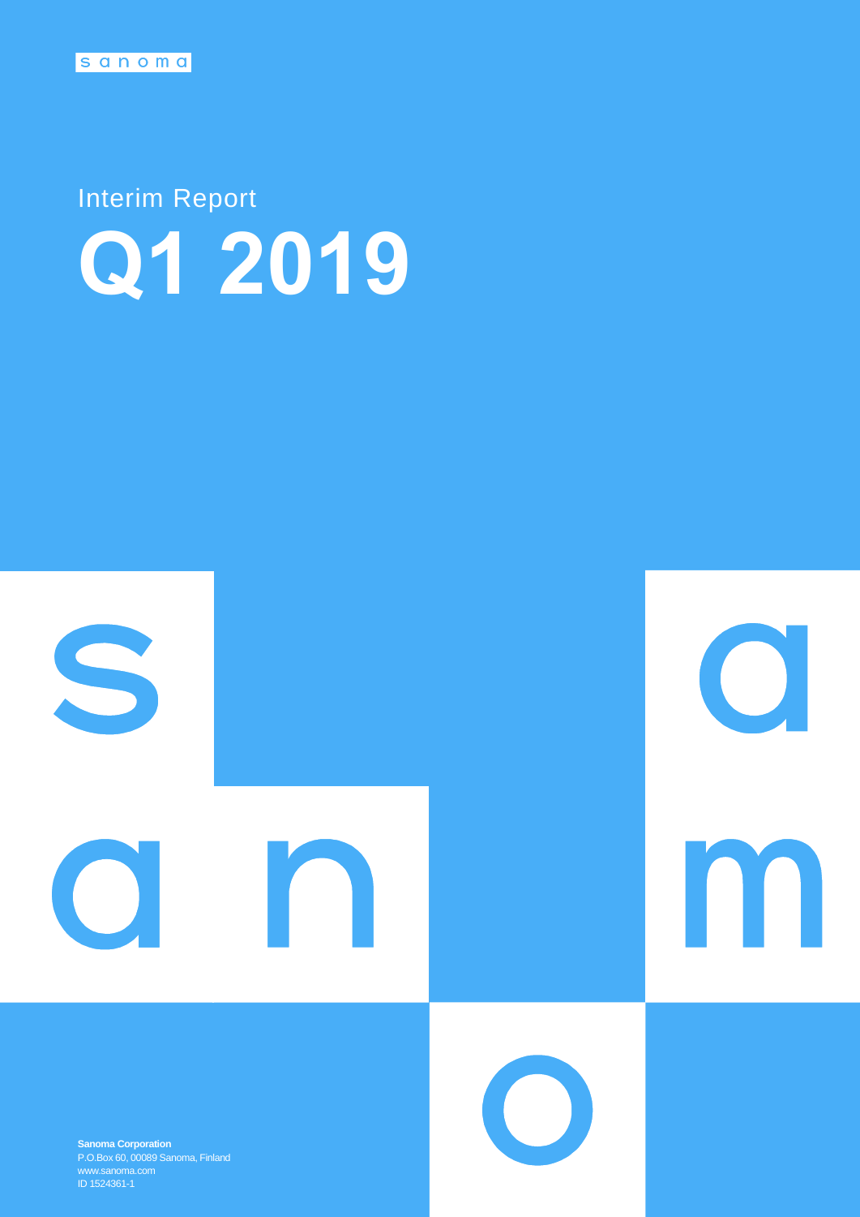sanoma

Interim Report

# Q1 2019

**Sanoma Corporation**
P.O.Box 60, 00089 Sanoma, Finland
www.sanoma.com
ID 1524361-1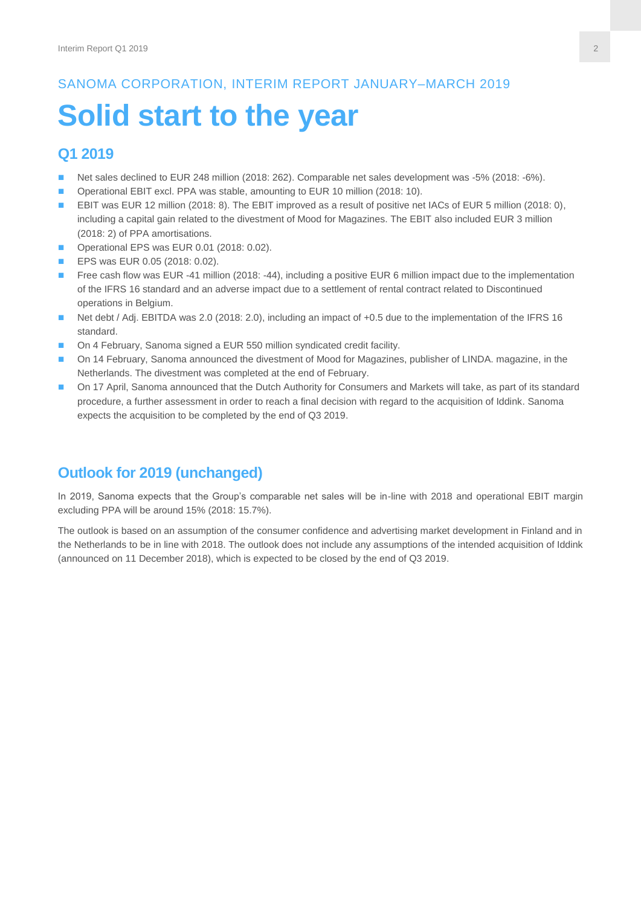SANOMA CORPORATION, INTERIM REPORT JANUARY–MARCH 2019

# Solid start to the year

## Q1 2019

- Net sales declined to EUR 248 million (2018: 262). Comparable net sales development was -5% (2018: -6%).
- Operational EBIT excl. PPA was stable, amounting to EUR 10 million (2018: 10).
- EBIT was EUR 12 million (2018: 8). The EBIT improved as a result of positive net IACs of EUR 5 million (2018: 0), including a capital gain related to the divestment of Mood for Magazines. The EBIT also included EUR 3 million (2018: 2) of PPA amortisations.
- Operational EPS was EUR 0.01 (2018: 0.02).
- EPS was EUR 0.05 (2018: 0.02).
- Free cash flow was EUR -41 million (2018: -44), including a positive EUR 6 million impact due to the implementation of the IFRS 16 standard and an adverse impact due to a settlement of rental contract related to Discontinued operations in Belgium.
- Net debt / Adj. EBITDA was 2.0 (2018: 2.0), including an impact of +0.5 due to the implementation of the IFRS 16 standard.
- On 4 February, Sanoma signed a EUR 550 million syndicated credit facility.
- On 14 February, Sanoma announced the divestment of Mood for Magazines, publisher of LINDA. magazine, in the Netherlands. The divestment was completed at the end of February.
- On 17 April, Sanoma announced that the Dutch Authority for Consumers and Markets will take, as part of its standard procedure, a further assessment in order to reach a final decision with regard to the acquisition of Iddink. Sanoma expects the acquisition to be completed by the end of Q3 2019.

## Outlook for 2019 (unchanged)

In 2019, Sanoma expects that the Group's comparable net sales will be in-line with 2018 and operational EBIT margin excluding PPA will be around 15% (2018: 15.7%).

The outlook is based on an assumption of the consumer confidence and advertising market development in Finland and in the Netherlands to be in line with 2018. The outlook does not include any assumptions of the intended acquisition of Iddink (announced on 11 December 2018), which is expected to be closed by the end of Q3 2019.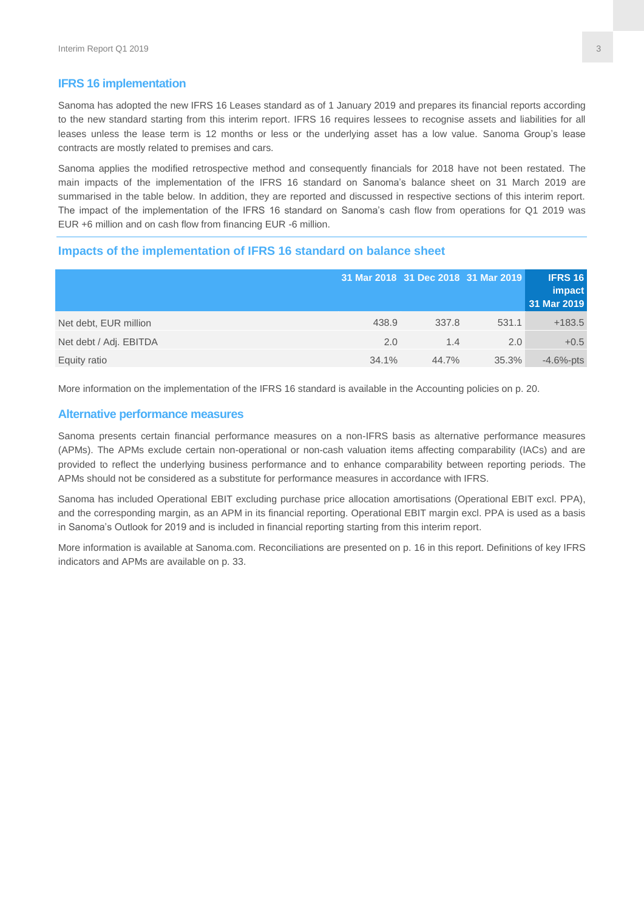## IFRS 16 implementation

Sanoma has adopted the new IFRS 16 Leases standard as of 1 January 2019 and prepares its financial reports according to the new standard starting from this interim report. IFRS 16 requires lessees to recognise assets and liabilities for all leases unless the lease term is 12 months or less or the underlying asset has a low value. Sanoma Group's lease contracts are mostly related to premises and cars.

Sanoma applies the modified retrospective method and consequently financials for 2018 have not been restated. The main impacts of the implementation of the IFRS 16 standard on Sanoma's balance sheet on 31 March 2019 are summarised in the table below. In addition, they are reported and discussed in respective sections of this interim report. The impact of the implementation of the IFRS 16 standard on Sanoma's cash flow from operations for Q1 2019 was EUR +6 million and on cash flow from financing EUR -6 million.

## Impacts of the implementation of IFRS 16 standard on balance sheet

| | 31 Mar 2018 | 31 Dec 2018 | 31 Mar 2019 | IFRS 16 impact 31 Mar 2019 |
|---|---|---|---|---|
| Net debt, EUR million | 438.9 | 337.8 | 531.1 | +183.5 |
| Net debt / Adj. EBITDA | 2.0 | 1.4 | 2.0 | +0.5 |
| Equity ratio | 34.1% | 44.7% | 35.3% | -4.6%-pts |

More information on the implementation of the IFRS 16 standard is available in the Accounting policies on p. 20.

## Alternative performance measures

Sanoma presents certain financial performance measures on a non-IFRS basis as alternative performance measures (APMs). The APMs exclude certain non-operational or non-cash valuation items affecting comparability (IACs) and are provided to reflect the underlying business performance and to enhance comparability between reporting periods. The APMs should not be considered as a substitute for performance measures in accordance with IFRS.

Sanoma has included Operational EBIT excluding purchase price allocation amortisations (Operational EBIT excl. PPA), and the corresponding margin, as an APM in its financial reporting. Operational EBIT margin excl. PPA is used as a basis in Sanoma's Outlook for 2019 and is included in financial reporting starting from this interim report.

More information is available at Sanoma.com. Reconciliations are presented on p. 16 in this report. Definitions of key IFRS indicators and APMs are available on p. 33.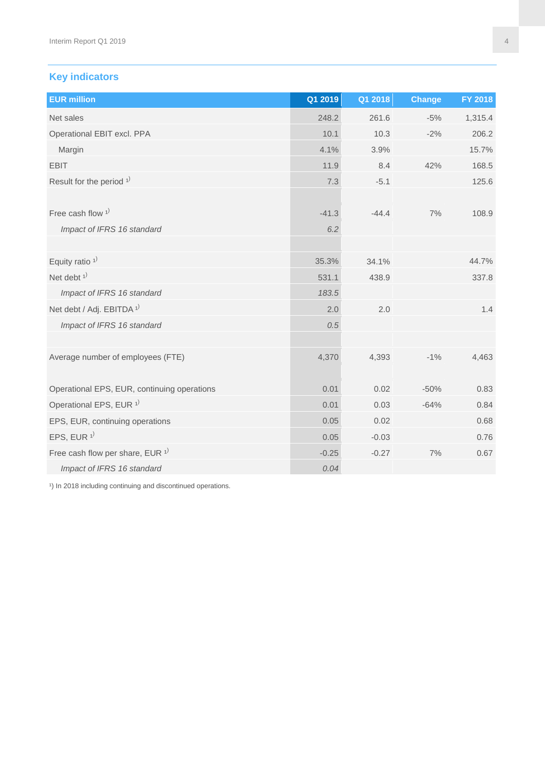## Key indicators

| EUR million | Q1 2019 | Q1 2018 | Change | FY 2018 |
|---|---|---|---|---|
| Net sales | 248.2 | 261.6 | -5% | 1,315.4 |
| Operational EBIT excl. PPA | 10.1 | 10.3 | -2% | 206.2 |
| Margin | 4.1% | 3.9% | | 15.7% |
| EBIT | 11.9 | 8.4 | 42% | 168.5 |
| Result for the period [1] | 7.3 | -5.1 | | 125.6 |
| | | | | |
| Free cash flow [1] | -41.3 | -44.4 | 7% | 108.9 |
| *Impact of IFRS 16 standard* | *6.2* | | | |
| | | | | |
| Equity ratio [1] | 35.3% | 34.1% | | 44.7% |
| Net debt [1] | 531.1 | 438.9 | | 337.8 |
| *Impact of IFRS 16 standard* | *183.5* | | | |
| Net debt / Adj. EBITDA [1] | 2.0 | 2.0 | | 1.4 |
| *Impact of IFRS 16 standard* | *0.5* | | | |
| | | | | |
| Average number of employees (FTE) | 4,370 | 4,393 | -1% | 4,463 |
| | | | | |
| Operational EPS, EUR, continuing operations | 0.01 | 0.02 | -50% | 0.83 |
| Operational EPS, EUR [1] | 0.01 | 0.03 | -64% | 0.84 |
| EPS, EUR, continuing operations | 0.05 | 0.02 | | 0.68 |
| EPS, EUR [1] | 0.05 | -0.03 | | 0.76 |
| Free cash flow per share, EUR [1] | -0.25 | -0.27 | 7% | 0.67 |
| *Impact of IFRS 16 standard* | *0.04* | | | |

[1]) In 2018 including continuing and discontinued operations.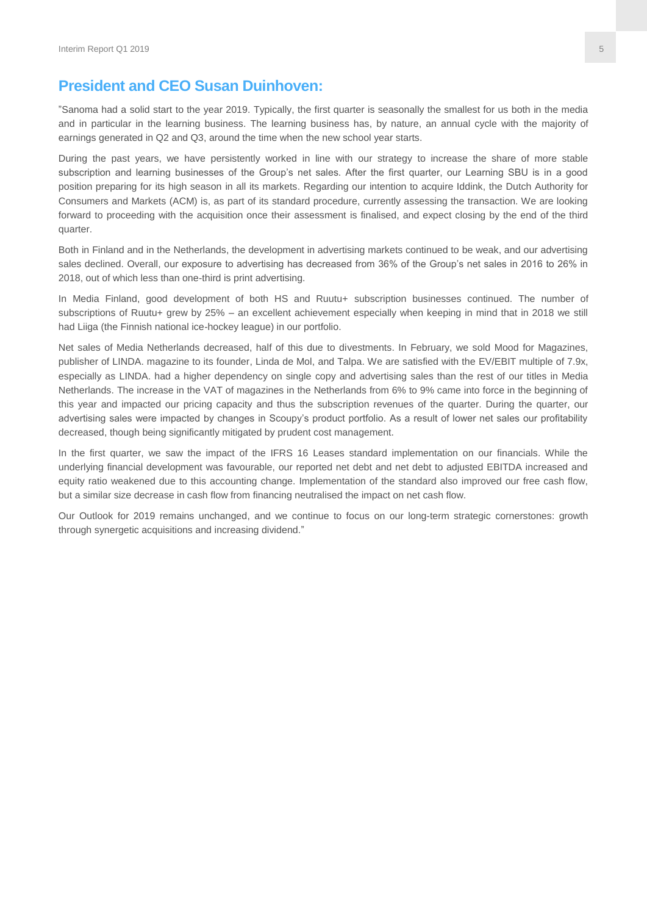## President and CEO Susan Duinhoven:

”Sanoma had a solid start to the year 2019. Typically, the first quarter is seasonally the smallest for us both in the media and in particular in the learning business. The learning business has, by nature, an annual cycle with the majority of earnings generated in Q2 and Q3, around the time when the new school year starts.

During the past years, we have persistently worked in line with our strategy to increase the share of more stable subscription and learning businesses of the Group’s net sales. After the first quarter, our Learning SBU is in a good position preparing for its high season in all its markets. Regarding our intention to acquire Iddink, the Dutch Authority for Consumers and Markets (ACM) is, as part of its standard procedure, currently assessing the transaction. We are looking forward to proceeding with the acquisition once their assessment is finalised, and expect closing by the end of the third quarter.

Both in Finland and in the Netherlands, the development in advertising markets continued to be weak, and our advertising sales declined. Overall, our exposure to advertising has decreased from 36% of the Group’s net sales in 2016 to 26% in 2018, out of which less than one-third is print advertising.

In Media Finland, good development of both HS and Ruutu+ subscription businesses continued. The number of subscriptions of Ruutu+ grew by 25% – an excellent achievement especially when keeping in mind that in 2018 we still had Liiga (the Finnish national ice-hockey league) in our portfolio.

Net sales of Media Netherlands decreased, half of this due to divestments. In February, we sold Mood for Magazines, publisher of LINDA. magazine to its founder, Linda de Mol, and Talpa. We are satisfied with the EV/EBIT multiple of 7.9x, especially as LINDA. had a higher dependency on single copy and advertising sales than the rest of our titles in Media Netherlands. The increase in the VAT of magazines in the Netherlands from 6% to 9% came into force in the beginning of this year and impacted our pricing capacity and thus the subscription revenues of the quarter. During the quarter, our advertising sales were impacted by changes in Scoupy’s product portfolio. As a result of lower net sales our profitability decreased, though being significantly mitigated by prudent cost management.

In the first quarter, we saw the impact of the IFRS 16 Leases standard implementation on our financials. While the underlying financial development was favourable, our reported net debt and net debt to adjusted EBITDA increased and equity ratio weakened due to this accounting change. Implementation of the standard also improved our free cash flow, but a similar size decrease in cash flow from financing neutralised the impact on net cash flow.

Our Outlook for 2019 remains unchanged, and we continue to focus on our long-term strategic cornerstones: growth through synergetic acquisitions and increasing dividend.”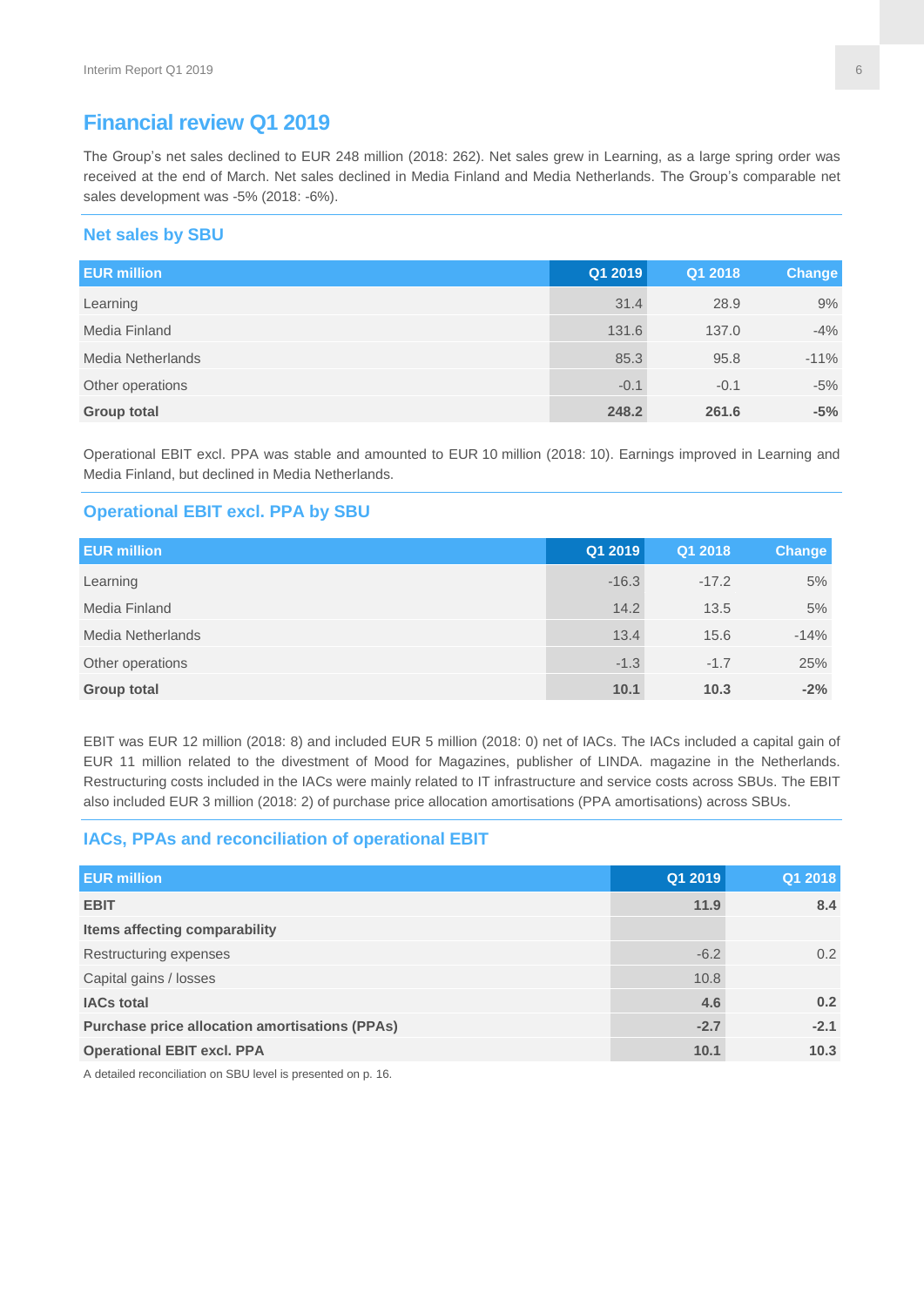# Financial review Q1 2019

The Group's net sales declined to EUR 248 million (2018: 262). Net sales grew in Learning, as a large spring order was received at the end of March. Net sales declined in Media Finland and Media Netherlands. The Group's comparable net sales development was -5% (2018: -6%).

## Net sales by SBU

| EUR million | Q1 2019 | Q1 2018 | Change |
|---|---|---|---|
| Learning | 31.4 | 28.9 | 9% |
| Media Finland | 131.6 | 137.0 | -4% |
| Media Netherlands | 85.3 | 95.8 | -11% |
| Other operations | -0.1 | -0.1 | -5% |
| **Group total** | **248.2** | **261.6** | **-5%** |

Operational EBIT excl. PPA was stable and amounted to EUR 10 million (2018: 10). Earnings improved in Learning and Media Finland, but declined in Media Netherlands.

## Operational EBIT excl. PPA by SBU

| EUR million | Q1 2019 | Q1 2018 | Change |
|---|---|---|---|
| Learning | -16.3 | -17.2 | 5% |
| Media Finland | 14.2 | 13.5 | 5% |
| Media Netherlands | 13.4 | 15.6 | -14% |
| Other operations | -1.3 | -1.7 | 25% |
| **Group total** | **10.1** | **10.3** | **-2%** |

EBIT was EUR 12 million (2018: 8) and included EUR 5 million (2018: 0) net of IACs. The IACs included a capital gain of EUR 11 million related to the divestment of Mood for Magazines, publisher of LINDA. magazine in the Netherlands. Restructuring costs included in the IACs were mainly related to IT infrastructure and service costs across SBUs. The EBIT also included EUR 3 million (2018: 2) of purchase price allocation amortisations (PPA amortisations) across SBUs.

## IACs, PPAs and reconciliation of operational EBIT

| EUR million | Q1 2019 | Q1 2018 |
|---|---|---|
| **EBIT** | **11.9** | **8.4** |
| **Items affecting comparability** | | |
| Restructuring expenses | -6.2 | 0.2 |
| Capital gains / losses | 10.8 | |
| **IACs total** | **4.6** | **0.2** |
| **Purchase price allocation amortisations (PPAs)** | **-2.7** | **-2.1** |
| **Operational EBIT excl. PPA** | **10.1** | **10.3** |

A detailed reconciliation on SBU level is presented on p. 16.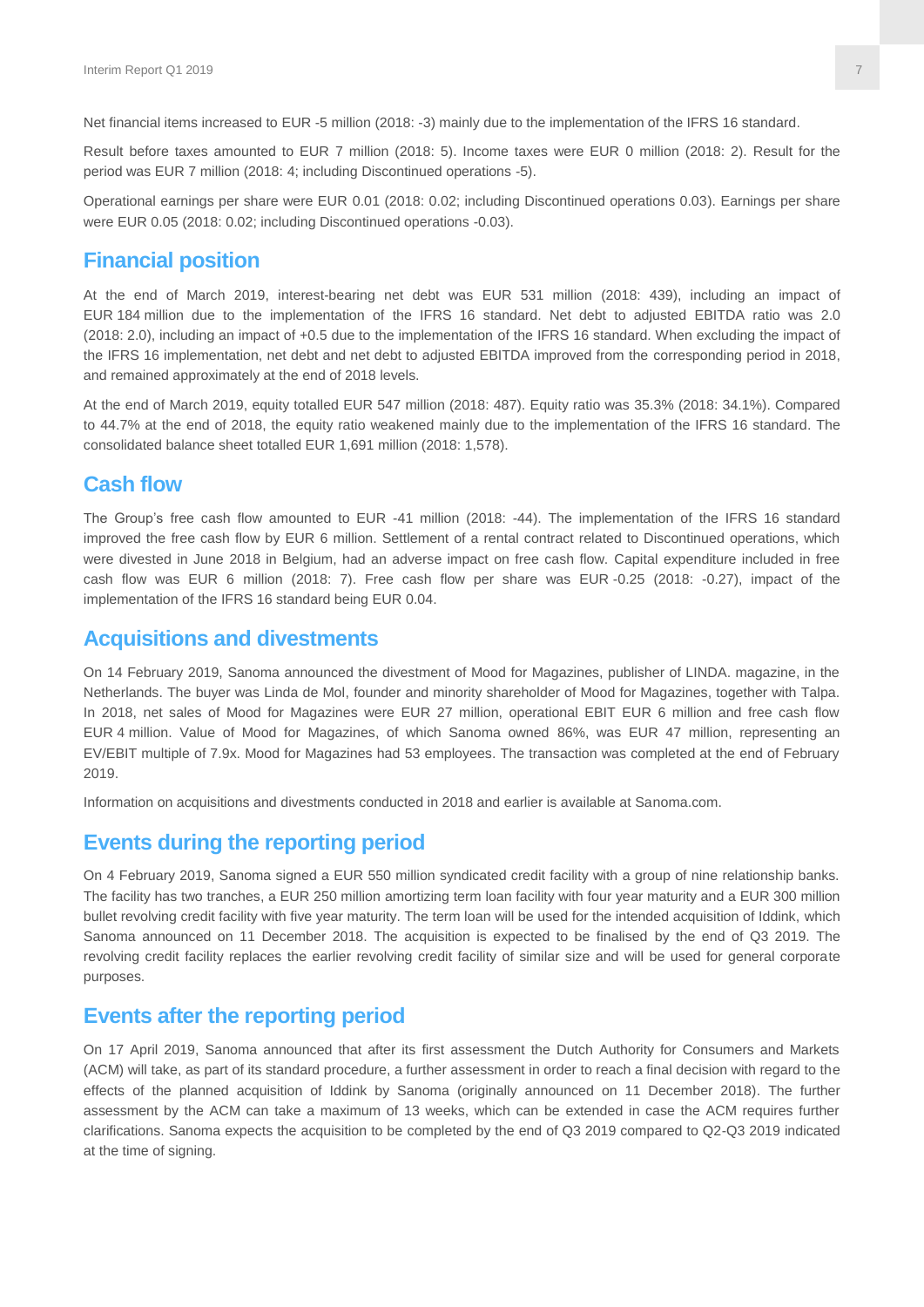Net financial items increased to EUR -5 million (2018: -3) mainly due to the implementation of the IFRS 16 standard.

Result before taxes amounted to EUR 7 million (2018: 5). Income taxes were EUR 0 million (2018: 2). Result for the period was EUR 7 million (2018: 4; including Discontinued operations -5).

Operational earnings per share were EUR 0.01 (2018: 0.02; including Discontinued operations 0.03). Earnings per share were EUR 0.05 (2018: 0.02; including Discontinued operations -0.03).

## Financial position

At the end of March 2019, interest-bearing net debt was EUR 531 million (2018: 439), including an impact of EUR 184 million due to the implementation of the IFRS 16 standard. Net debt to adjusted EBITDA ratio was 2.0 (2018: 2.0), including an impact of +0.5 due to the implementation of the IFRS 16 standard. When excluding the impact of the IFRS 16 implementation, net debt and net debt to adjusted EBITDA improved from the corresponding period in 2018, and remained approximately at the end of 2018 levels.

At the end of March 2019, equity totalled EUR 547 million (2018: 487). Equity ratio was 35.3% (2018: 34.1%). Compared to 44.7% at the end of 2018, the equity ratio weakened mainly due to the implementation of the IFRS 16 standard. The consolidated balance sheet totalled EUR 1,691 million (2018: 1,578).

## Cash flow

The Group's free cash flow amounted to EUR -41 million (2018: -44). The implementation of the IFRS 16 standard improved the free cash flow by EUR 6 million. Settlement of a rental contract related to Discontinued operations, which were divested in June 2018 in Belgium, had an adverse impact on free cash flow. Capital expenditure included in free cash flow was EUR 6 million (2018: 7). Free cash flow per share was EUR -0.25 (2018: -0.27), impact of the implementation of the IFRS 16 standard being EUR 0.04.

## Acquisitions and divestments

On 14 February 2019, Sanoma announced the divestment of Mood for Magazines, publisher of LINDA. magazine, in the Netherlands. The buyer was Linda de Mol, founder and minority shareholder of Mood for Magazines, together with Talpa. In 2018, net sales of Mood for Magazines were EUR 27 million, operational EBIT EUR 6 million and free cash flow EUR 4 million. Value of Mood for Magazines, of which Sanoma owned 86%, was EUR 47 million, representing an EV/EBIT multiple of 7.9x. Mood for Magazines had 53 employees. The transaction was completed at the end of February 2019.

Information on acquisitions and divestments conducted in 2018 and earlier is available at Sanoma.com.

## Events during the reporting period

On 4 February 2019, Sanoma signed a EUR 550 million syndicated credit facility with a group of nine relationship banks. The facility has two tranches, a EUR 250 million amortizing term loan facility with four year maturity and a EUR 300 million bullet revolving credit facility with five year maturity. The term loan will be used for the intended acquisition of Iddink, which Sanoma announced on 11 December 2018. The acquisition is expected to be finalised by the end of Q3 2019. The revolving credit facility replaces the earlier revolving credit facility of similar size and will be used for general corporate purposes.

## Events after the reporting period

On 17 April 2019, Sanoma announced that after its first assessment the Dutch Authority for Consumers and Markets (ACM) will take, as part of its standard procedure, a further assessment in order to reach a final decision with regard to the effects of the planned acquisition of Iddink by Sanoma (originally announced on 11 December 2018). The further assessment by the ACM can take a maximum of 13 weeks, which can be extended in case the ACM requires further clarifications. Sanoma expects the acquisition to be completed by the end of Q3 2019 compared to Q2-Q3 2019 indicated at the time of signing.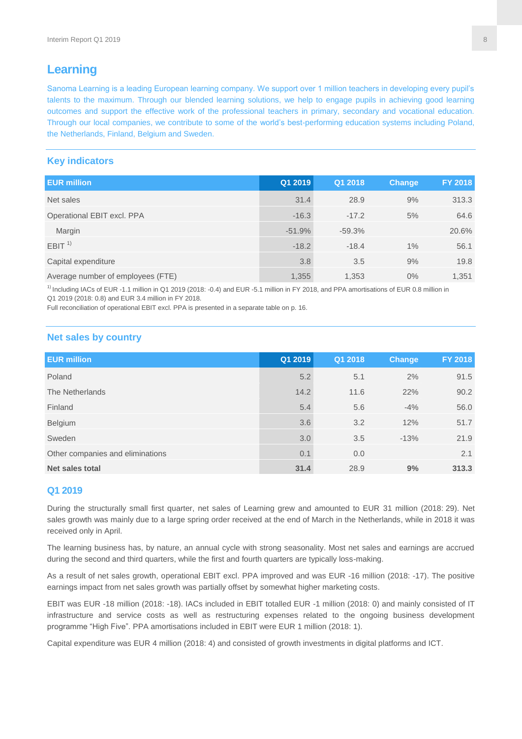# Learning

Sanoma Learning is a leading European learning company. We support over 1 million teachers in developing every pupil's talents to the maximum. Through our blended learning solutions, we help to engage pupils in achieving good learning outcomes and support the effective work of the professional teachers in primary, secondary and vocational education. Through our local companies, we contribute to some of the world's best-performing education systems including Poland, the Netherlands, Finland, Belgium and Sweden.

## Key indicators

| EUR million | Q1 2019 | Q1 2018 | Change | FY 2018 |
|---|---|---|---|---|
| Net sales | 31.4 | 28.9 | 9% | 313.3 |
| Operational EBIT excl. PPA | -16.3 | -17.2 | 5% | 64.6 |
| Margin | -51.9% | -59.3% | | 20.6% |
| EBIT [1) | -18.2 | -18.4 | 1% | 56.1 |
| Capital expenditure | 3.8 | 3.5 | 9% | 19.8 |
| Average number of employees (FTE) | 1,355 | 1,353 | 0% | 1,351 |

[1) Including IACs of EUR -1.1 million in Q1 2019 (2018: -0.4) and EUR -5.1 million in FY 2018, and PPA amortisations of EUR 0.8 million in Q1 2019 (2018: 0.8) and EUR 3.4 million in FY 2018.
Full reconciliation of operational EBIT excl. PPA is presented in a separate table on p. 16.

## Net sales by country

| EUR million | Q1 2019 | Q1 2018 | Change | FY 2018 |
|---|---|---|---|---|
| Poland | 5.2 | 5.1 | 2% | 91.5 |
| The Netherlands | 14.2 | 11.6 | 22% | 90.2 |
| Finland | 5.4 | 5.6 | -4% | 56.0 |
| Belgium | 3.6 | 3.2 | 12% | 51.7 |
| Sweden | 3.0 | 3.5 | -13% | 21.9 |
| Other companies and eliminations | 0.1 | 0.0 | | 2.1 |
| **Net sales total** | **31.4** | 28.9 | **9%** | **313.3** |

## Q1 2019

During the structurally small first quarter, net sales of Learning grew and amounted to EUR 31 million (2018: 29). Net sales growth was mainly due to a large spring order received at the end of March in the Netherlands, while in 2018 it was received only in April.

The learning business has, by nature, an annual cycle with strong seasonality. Most net sales and earnings are accrued during the second and third quarters, while the first and fourth quarters are typically loss-making.

As a result of net sales growth, operational EBIT excl. PPA improved and was EUR -16 million (2018: -17). The positive earnings impact from net sales growth was partially offset by somewhat higher marketing costs.

EBIT was EUR -18 million (2018: -18). IACs included in EBIT totalled EUR -1 million (2018: 0) and mainly consisted of IT infrastructure and service costs as well as restructuring expenses related to the ongoing business development programme "High Five". PPA amortisations included in EBIT were EUR 1 million (2018: 1).

Capital expenditure was EUR 4 million (2018: 4) and consisted of growth investments in digital platforms and ICT.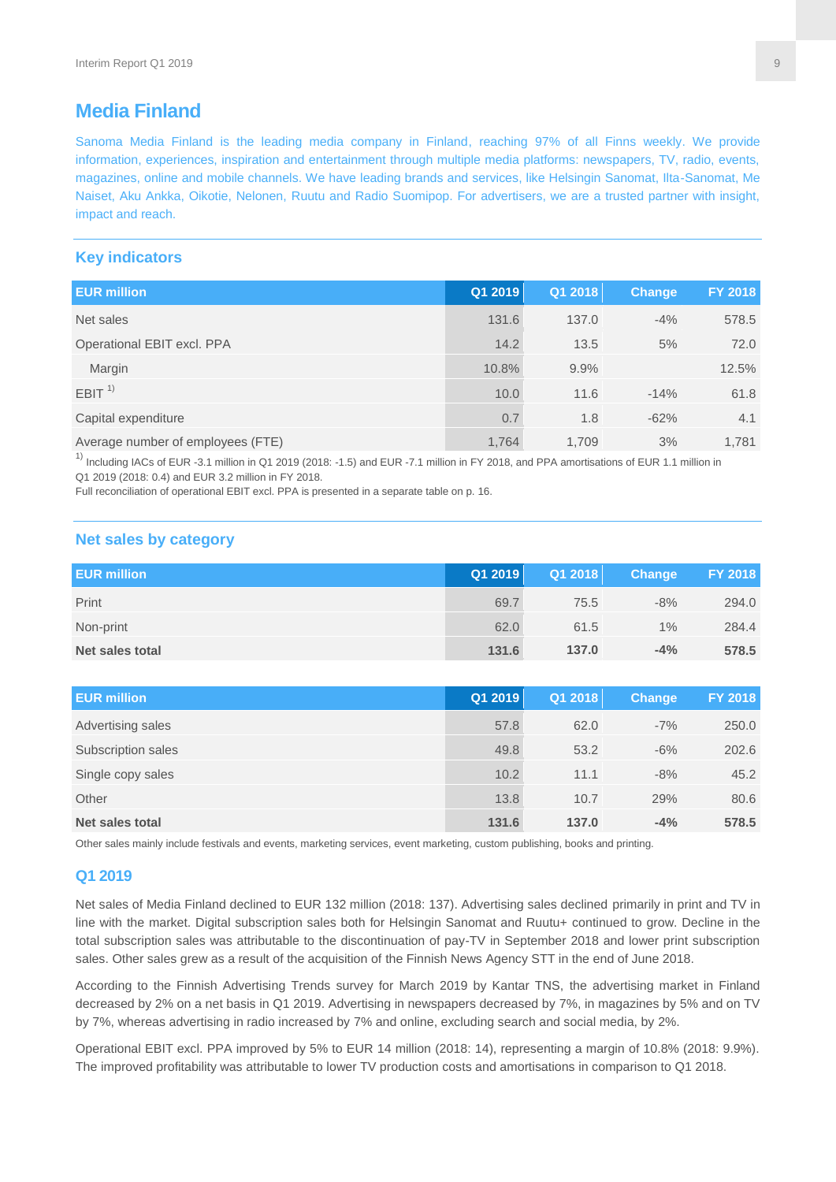# Media Finland

Sanoma Media Finland is the leading media company in Finland, reaching 97% of all Finns weekly. We provide information, experiences, inspiration and entertainment through multiple media platforms: newspapers, TV, radio, events, magazines, online and mobile channels. We have leading brands and services, like Helsingin Sanomat, Ilta-Sanomat, Me Naiset, Aku Ankka, Oikotie, Nelonen, Ruutu and Radio Suomipop. For advertisers, we are a trusted partner with insight, impact and reach.

## Key indicators

| EUR million | Q1 2019 | Q1 2018 | Change | FY 2018 |
|---|---|---|---|---|
| Net sales | 131.6 | 137.0 | -4% | 578.5 |
| Operational EBIT excl. PPA | 14.2 | 13.5 | 5% | 72.0 |
| Margin | 10.8% | 9.9% | | 12.5% |
| EBIT [1] | 10.0 | 11.6 | -14% | 61.8 |
| Capital expenditure | 0.7 | 1.8 | -62% | 4.1 |
| Average number of employees (FTE) | 1,764 | 1,709 | 3% | 1,781 |

[1] Including IACs of EUR -3.1 million in Q1 2019 (2018: -1.5) and EUR -7.1 million in FY 2018, and PPA amortisations of EUR 1.1 million in Q1 2019 (2018: 0.4) and EUR 3.2 million in FY 2018.
Full reconciliation of operational EBIT excl. PPA is presented in a separate table on p. 16.

## Net sales by category

| EUR million | Q1 2019 | Q1 2018 | Change | FY 2018 |
|---|---|---|---|---|
| Print | 69.7 | 75.5 | -8% | 294.0 |
| Non-print | 62.0 | 61.5 | 1% | 284.4 |
| **Net sales total** | **131.6** | **137.0** | **-4%** | **578.5** |

| EUR million | Q1 2019 | Q1 2018 | Change | FY 2018 |
|---|---|---|---|---|
| Advertising sales | 57.8 | 62.0 | -7% | 250.0 |
| Subscription sales | 49.8 | 53.2 | -6% | 202.6 |
| Single copy sales | 10.2 | 11.1 | -8% | 45.2 |
| Other | 13.8 | 10.7 | 29% | 80.6 |
| **Net sales total** | **131.6** | **137.0** | **-4%** | **578.5** |

Other sales mainly include festivals and events, marketing services, event marketing, custom publishing, books and printing.

### Q1 2019

Net sales of Media Finland declined to EUR 132 million (2018: 137). Advertising sales declined primarily in print and TV in line with the market. Digital subscription sales both for Helsingin Sanomat and Ruutu+ continued to grow. Decline in the total subscription sales was attributable to the discontinuation of pay-TV in September 2018 and lower print subscription sales. Other sales grew as a result of the acquisition of the Finnish News Agency STT in the end of June 2018.

According to the Finnish Advertising Trends survey for March 2019 by Kantar TNS, the advertising market in Finland decreased by 2% on a net basis in Q1 2019. Advertising in newspapers decreased by 7%, in magazines by 5% and on TV by 7%, whereas advertising in radio increased by 7% and online, excluding search and social media, by 2%.

Operational EBIT excl. PPA improved by 5% to EUR 14 million (2018: 14), representing a margin of 10.8% (2018: 9.9%). The improved profitability was attributable to lower TV production costs and amortisations in comparison to Q1 2018.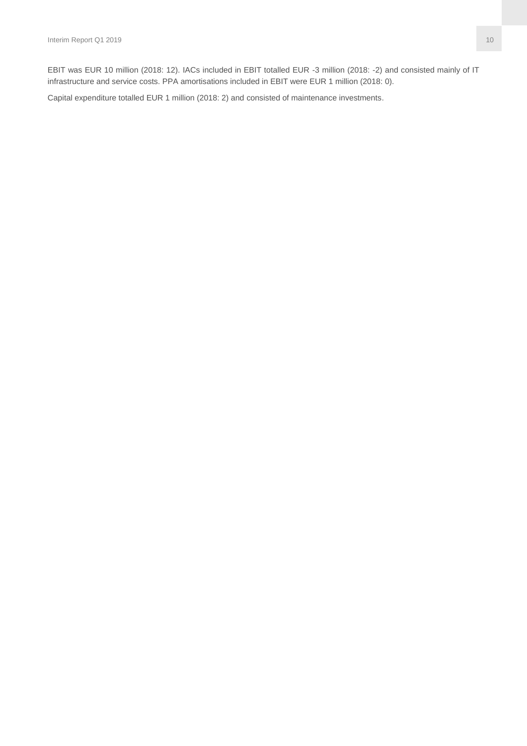EBIT was EUR 10 million (2018: 12). IACs included in EBIT totalled EUR -3 million (2018: -2) and consisted mainly of IT infrastructure and service costs. PPA amortisations included in EBIT were EUR 1 million (2018: 0).

Capital expenditure totalled EUR 1 million (2018: 2) and consisted of maintenance investments.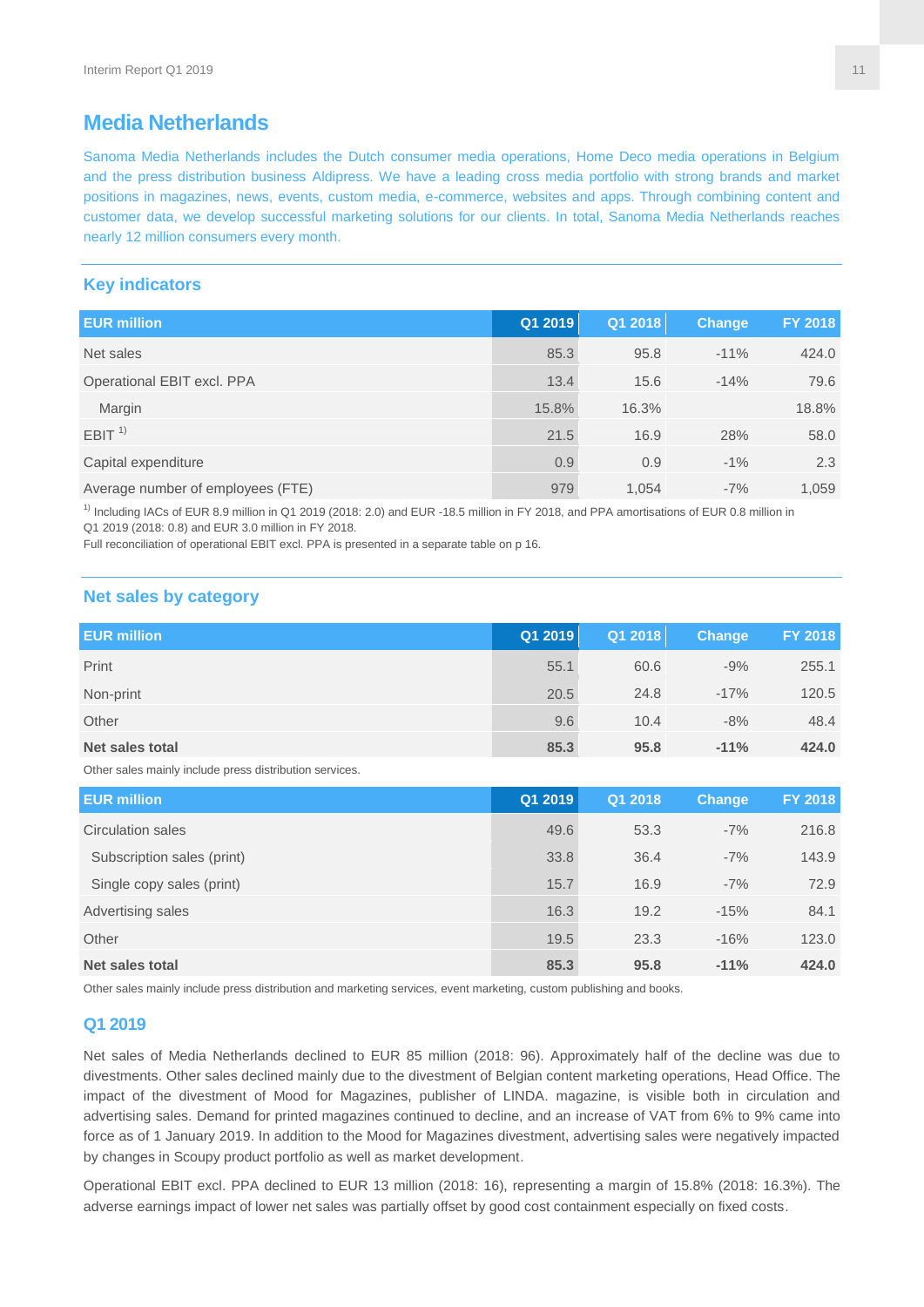# Media Netherlands

Sanoma Media Netherlands includes the Dutch consumer media operations, Home Deco media operations in Belgium and the press distribution business Aldipress. We have a leading cross media portfolio with strong brands and market positions in magazines, news, events, custom media, e-commerce, websites and apps. Through combining content and customer data, we develop successful marketing solutions for our clients. In total, Sanoma Media Netherlands reaches nearly 12 million consumers every month.

## Key indicators

| EUR million | Q1 2019 | Q1 2018 | Change | FY 2018 |
|---|---|---|---|---|
| Net sales | 85.3 | 95.8 | -11% | 424.0 |
| Operational EBIT excl. PPA | 13.4 | 15.6 | -14% | 79.6 |
| Margin | 15.8% | 16.3% | | 18.8% |
| EBIT [1] | 21.5 | 16.9 | 28% | 58.0 |
| Capital expenditure | 0.9 | 0.9 | -1% | 2.3 |
| Average number of employees (FTE) | 979 | 1,054 | -7% | 1,059 |

[1] Including IACs of EUR 8.9 million in Q1 2019 (2018: 2.0) and EUR -18.5 million in FY 2018, and PPA amortisations of EUR 0.8 million in Q1 2019 (2018: 0.8) and EUR 3.0 million in FY 2018.
Full reconciliation of operational EBIT excl. PPA is presented in a separate table on p 16.

## Net sales by category

| EUR million | Q1 2019 | Q1 2018 | Change | FY 2018 |
|---|---|---|---|---|
| Print | 55.1 | 60.6 | -9% | 255.1 |
| Non-print | 20.5 | 24.8 | -17% | 120.5 |
| Other | 9.6 | 10.4 | -8% | 48.4 |
| **Net sales total** | **85.3** | **95.8** | **-11%** | **424.0** |

Other sales mainly include press distribution services.

| EUR million | Q1 2019 | Q1 2018 | Change | FY 2018 |
|---|---|---|---|---|
| Circulation sales | 49.6 | 53.3 | -7% | 216.8 |
| Subscription sales (print) | 33.8 | 36.4 | -7% | 143.9 |
| Single copy sales (print) | 15.7 | 16.9 | -7% | 72.9 |
| Advertising sales | 16.3 | 19.2 | -15% | 84.1 |
| Other | 19.5 | 23.3 | -16% | 123.0 |
| **Net sales total** | **85.3** | **95.8** | **-11%** | **424.0** |

Other sales mainly include press distribution and marketing services, event marketing, custom publishing and books.

### Q1 2019

Net sales of Media Netherlands declined to EUR 85 million (2018: 96). Approximately half of the decline was due to divestments. Other sales declined mainly due to the divestment of Belgian content marketing operations, Head Office. The impact of the divestment of Mood for Magazines, publisher of LINDA. magazine, is visible both in circulation and advertising sales. Demand for printed magazines continued to decline, and an increase of VAT from 6% to 9% came into force as of 1 January 2019. In addition to the Mood for Magazines divestment, advertising sales were negatively impacted by changes in Scoupy product portfolio as well as market development.

Operational EBIT excl. PPA declined to EUR 13 million (2018: 16), representing a margin of 15.8% (2018: 16.3%). The adverse earnings impact of lower net sales was partially offset by good cost containment especially on fixed costs.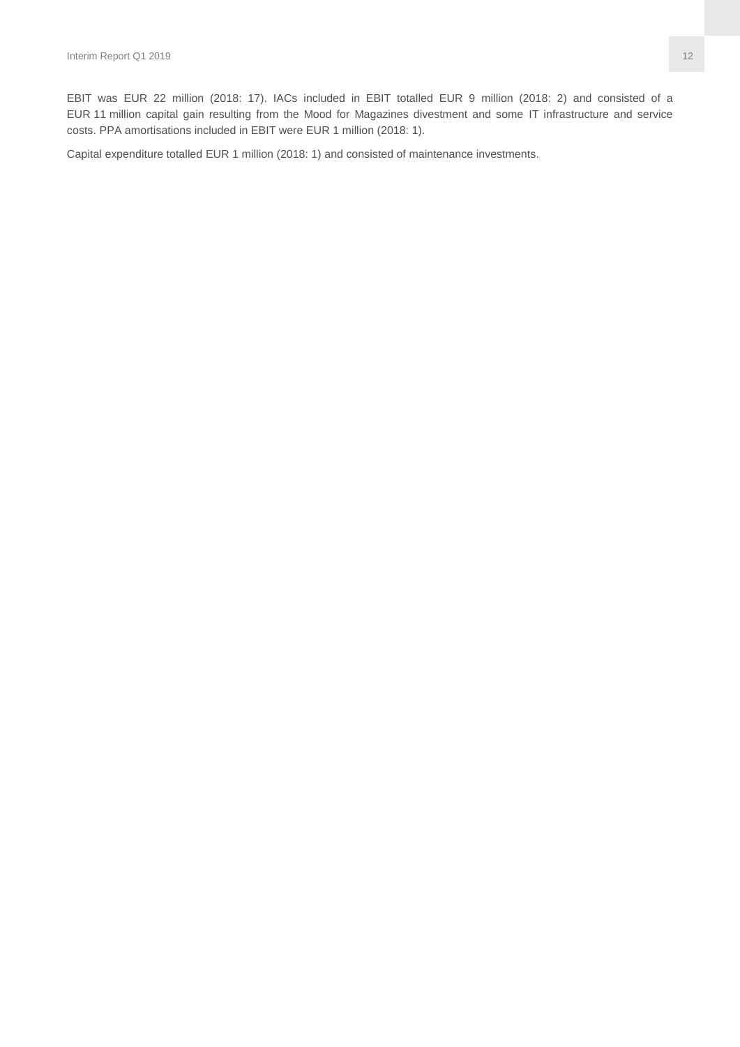EBIT was EUR 22 million (2018: 17). IACs included in EBIT totalled EUR 9 million (2018: 2) and consisted of a EUR 11 million capital gain resulting from the Mood for Magazines divestment and some IT infrastructure and service costs. PPA amortisations included in EBIT were EUR 1 million (2018: 1).

Capital expenditure totalled EUR 1 million (2018: 1) and consisted of maintenance investments.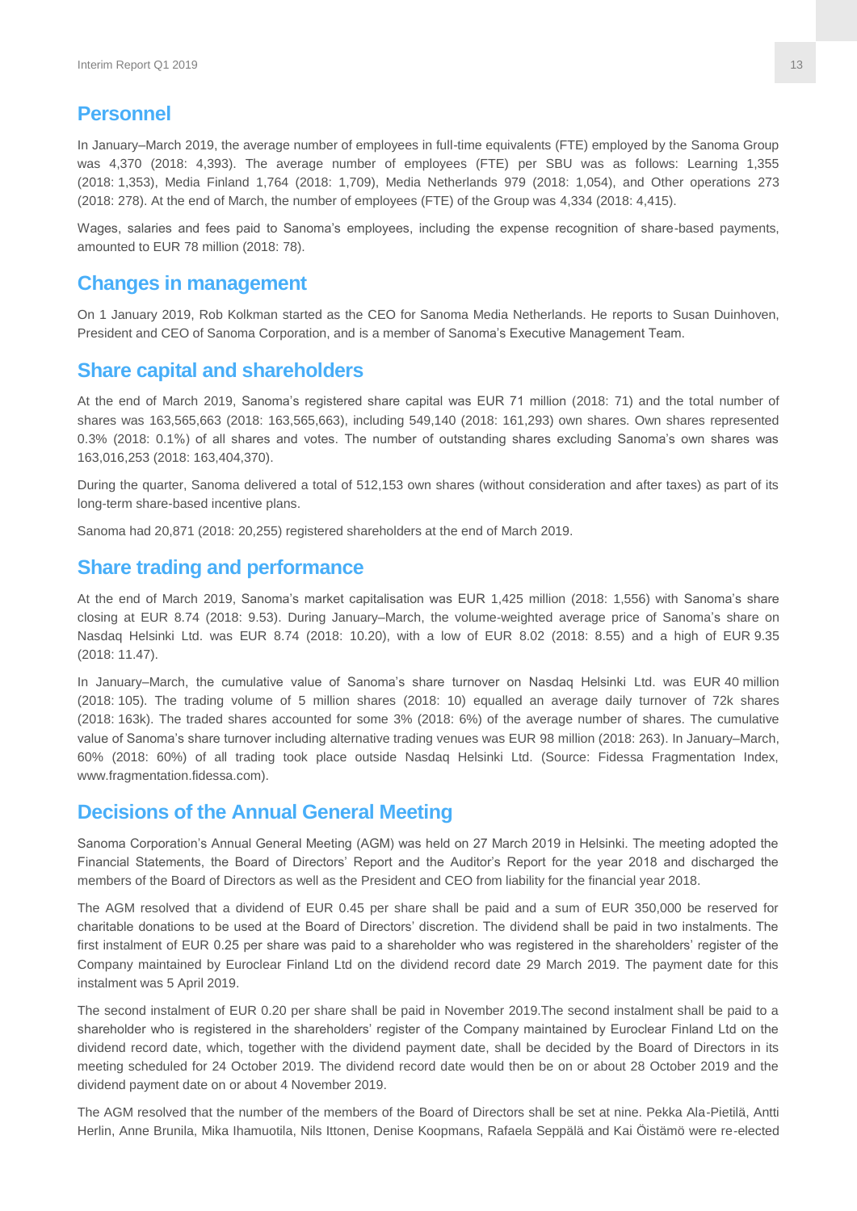## Personnel

In January–March 2019, the average number of employees in full-time equivalents (FTE) employed by the Sanoma Group was 4,370 (2018: 4,393). The average number of employees (FTE) per SBU was as follows: Learning 1,355 (2018: 1,353), Media Finland 1,764 (2018: 1,709), Media Netherlands 979 (2018: 1,054), and Other operations 273 (2018: 278). At the end of March, the number of employees (FTE) of the Group was 4,334 (2018: 4,415).

Wages, salaries and fees paid to Sanoma's employees, including the expense recognition of share-based payments, amounted to EUR 78 million (2018: 78).

## Changes in management

On 1 January 2019, Rob Kolkman started as the CEO for Sanoma Media Netherlands. He reports to Susan Duinhoven, President and CEO of Sanoma Corporation, and is a member of Sanoma's Executive Management Team.

## Share capital and shareholders

At the end of March 2019, Sanoma's registered share capital was EUR 71 million (2018: 71) and the total number of shares was 163,565,663 (2018: 163,565,663), including 549,140 (2018: 161,293) own shares. Own shares represented 0.3% (2018: 0.1%) of all shares and votes. The number of outstanding shares excluding Sanoma's own shares was 163,016,253 (2018: 163,404,370).

During the quarter, Sanoma delivered a total of 512,153 own shares (without consideration and after taxes) as part of its long-term share-based incentive plans.

Sanoma had 20,871 (2018: 20,255) registered shareholders at the end of March 2019.

## Share trading and performance

At the end of March 2019, Sanoma's market capitalisation was EUR 1,425 million (2018: 1,556) with Sanoma's share closing at EUR 8.74 (2018: 9.53). During January–March, the volume-weighted average price of Sanoma's share on Nasdaq Helsinki Ltd. was EUR 8.74 (2018: 10.20), with a low of EUR 8.02 (2018: 8.55) and a high of EUR 9.35 (2018: 11.47).

In January–March, the cumulative value of Sanoma's share turnover on Nasdaq Helsinki Ltd. was EUR 40 million (2018: 105). The trading volume of 5 million shares (2018: 10) equalled an average daily turnover of 72k shares (2018: 163k). The traded shares accounted for some 3% (2018: 6%) of the average number of shares. The cumulative value of Sanoma's share turnover including alternative trading venues was EUR 98 million (2018: 263). In January–March, 60% (2018: 60%) of all trading took place outside Nasdaq Helsinki Ltd. (Source: Fidessa Fragmentation Index, www.fragmentation.fidessa.com).

## Decisions of the Annual General Meeting

Sanoma Corporation's Annual General Meeting (AGM) was held on 27 March 2019 in Helsinki. The meeting adopted the Financial Statements, the Board of Directors' Report and the Auditor's Report for the year 2018 and discharged the members of the Board of Directors as well as the President and CEO from liability for the financial year 2018.

The AGM resolved that a dividend of EUR 0.45 per share shall be paid and a sum of EUR 350,000 be reserved for charitable donations to be used at the Board of Directors' discretion. The dividend shall be paid in two instalments. The first instalment of EUR 0.25 per share was paid to a shareholder who was registered in the shareholders' register of the Company maintained by Euroclear Finland Ltd on the dividend record date 29 March 2019. The payment date for this instalment was 5 April 2019.

The second instalment of EUR 0.20 per share shall be paid in November 2019.The second instalment shall be paid to a shareholder who is registered in the shareholders' register of the Company maintained by Euroclear Finland Ltd on the dividend record date, which, together with the dividend payment date, shall be decided by the Board of Directors in its meeting scheduled for 24 October 2019. The dividend record date would then be on or about 28 October 2019 and the dividend payment date on or about 4 November 2019.

The AGM resolved that the number of the members of the Board of Directors shall be set at nine. Pekka Ala-Pietilä, Antti Herlin, Anne Brunila, Mika Ihamuotila, Nils Ittonen, Denise Koopmans, Rafaela Seppälä and Kai Öistämö were re-elected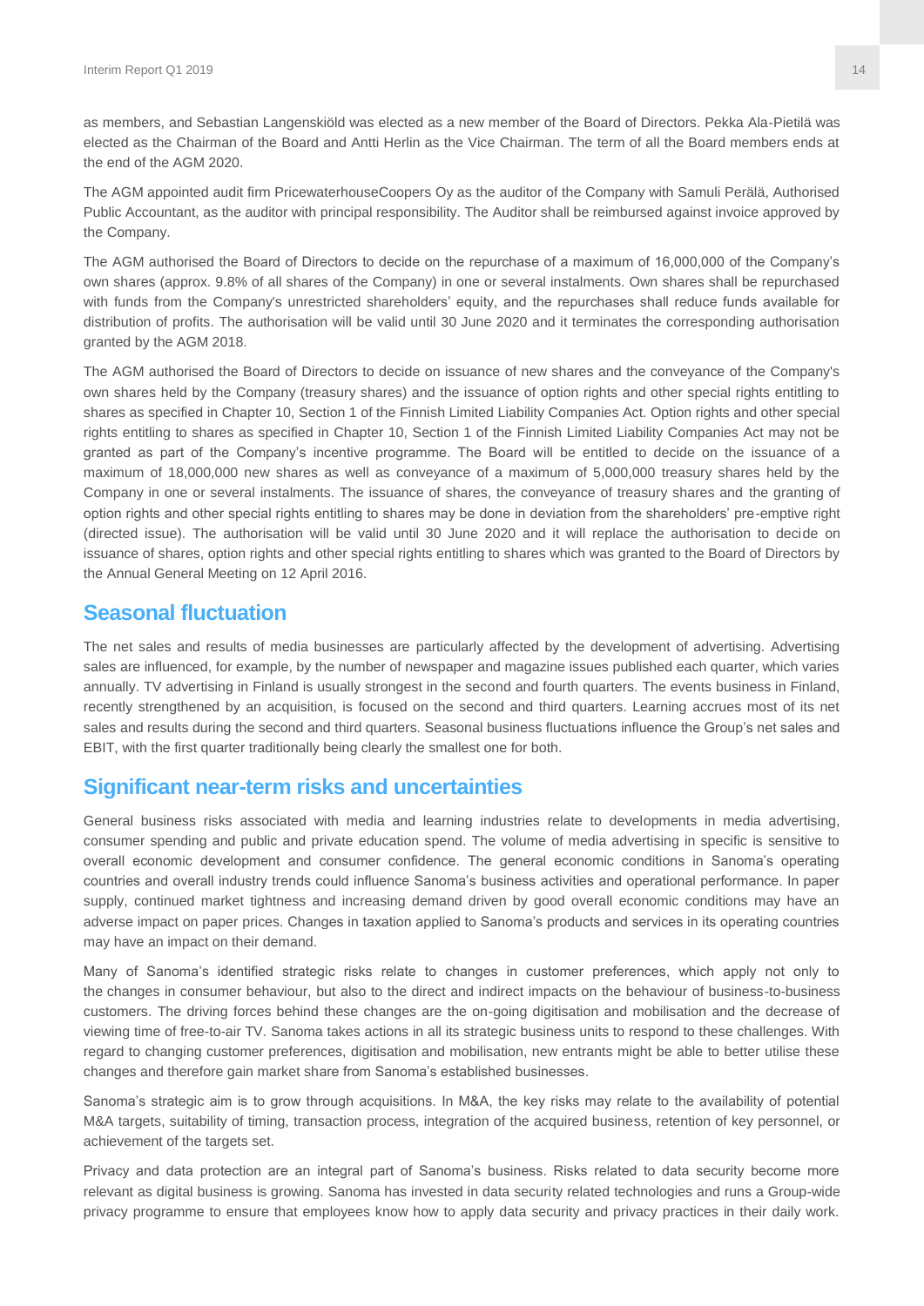as members, and Sebastian Langenskiöld was elected as a new member of the Board of Directors. Pekka Ala-Pietilä was elected as the Chairman of the Board and Antti Herlin as the Vice Chairman. The term of all the Board members ends at the end of the AGM 2020.

The AGM appointed audit firm PricewaterhouseCoopers Oy as the auditor of the Company with Samuli Perälä, Authorised Public Accountant, as the auditor with principal responsibility. The Auditor shall be reimbursed against invoice approved by the Company.

The AGM authorised the Board of Directors to decide on the repurchase of a maximum of 16,000,000 of the Company's own shares (approx. 9.8% of all shares of the Company) in one or several instalments. Own shares shall be repurchased with funds from the Company's unrestricted shareholders' equity, and the repurchases shall reduce funds available for distribution of profits. The authorisation will be valid until 30 June 2020 and it terminates the corresponding authorisation granted by the AGM 2018.

The AGM authorised the Board of Directors to decide on issuance of new shares and the conveyance of the Company's own shares held by the Company (treasury shares) and the issuance of option rights and other special rights entitling to shares as specified in Chapter 10, Section 1 of the Finnish Limited Liability Companies Act. Option rights and other special rights entitling to shares as specified in Chapter 10, Section 1 of the Finnish Limited Liability Companies Act may not be granted as part of the Company's incentive programme. The Board will be entitled to decide on the issuance of a maximum of 18,000,000 new shares as well as conveyance of a maximum of 5,000,000 treasury shares held by the Company in one or several instalments. The issuance of shares, the conveyance of treasury shares and the granting of option rights and other special rights entitling to shares may be done in deviation from the shareholders' pre-emptive right (directed issue). The authorisation will be valid until 30 June 2020 and it will replace the authorisation to decide on issuance of shares, option rights and other special rights entitling to shares which was granted to the Board of Directors by the Annual General Meeting on 12 April 2016.

## Seasonal fluctuation

The net sales and results of media businesses are particularly affected by the development of advertising. Advertising sales are influenced, for example, by the number of newspaper and magazine issues published each quarter, which varies annually. TV advertising in Finland is usually strongest in the second and fourth quarters. The events business in Finland, recently strengthened by an acquisition, is focused on the second and third quarters. Learning accrues most of its net sales and results during the second and third quarters. Seasonal business fluctuations influence the Group's net sales and EBIT, with the first quarter traditionally being clearly the smallest one for both.

## Significant near-term risks and uncertainties

General business risks associated with media and learning industries relate to developments in media advertising, consumer spending and public and private education spend. The volume of media advertising in specific is sensitive to overall economic development and consumer confidence. The general economic conditions in Sanoma's operating countries and overall industry trends could influence Sanoma's business activities and operational performance. In paper supply, continued market tightness and increasing demand driven by good overall economic conditions may have an adverse impact on paper prices. Changes in taxation applied to Sanoma's products and services in its operating countries may have an impact on their demand.

Many of Sanoma's identified strategic risks relate to changes in customer preferences, which apply not only to the changes in consumer behaviour, but also to the direct and indirect impacts on the behaviour of business-to-business customers. The driving forces behind these changes are the on-going digitisation and mobilisation and the decrease of viewing time of free-to-air TV. Sanoma takes actions in all its strategic business units to respond to these challenges. With regard to changing customer preferences, digitisation and mobilisation, new entrants might be able to better utilise these changes and therefore gain market share from Sanoma's established businesses.

Sanoma's strategic aim is to grow through acquisitions. In M&A, the key risks may relate to the availability of potential M&A targets, suitability of timing, transaction process, integration of the acquired business, retention of key personnel, or achievement of the targets set.

Privacy and data protection are an integral part of Sanoma's business. Risks related to data security become more relevant as digital business is growing. Sanoma has invested in data security related technologies and runs a Group-wide privacy programme to ensure that employees know how to apply data security and privacy practices in their daily work.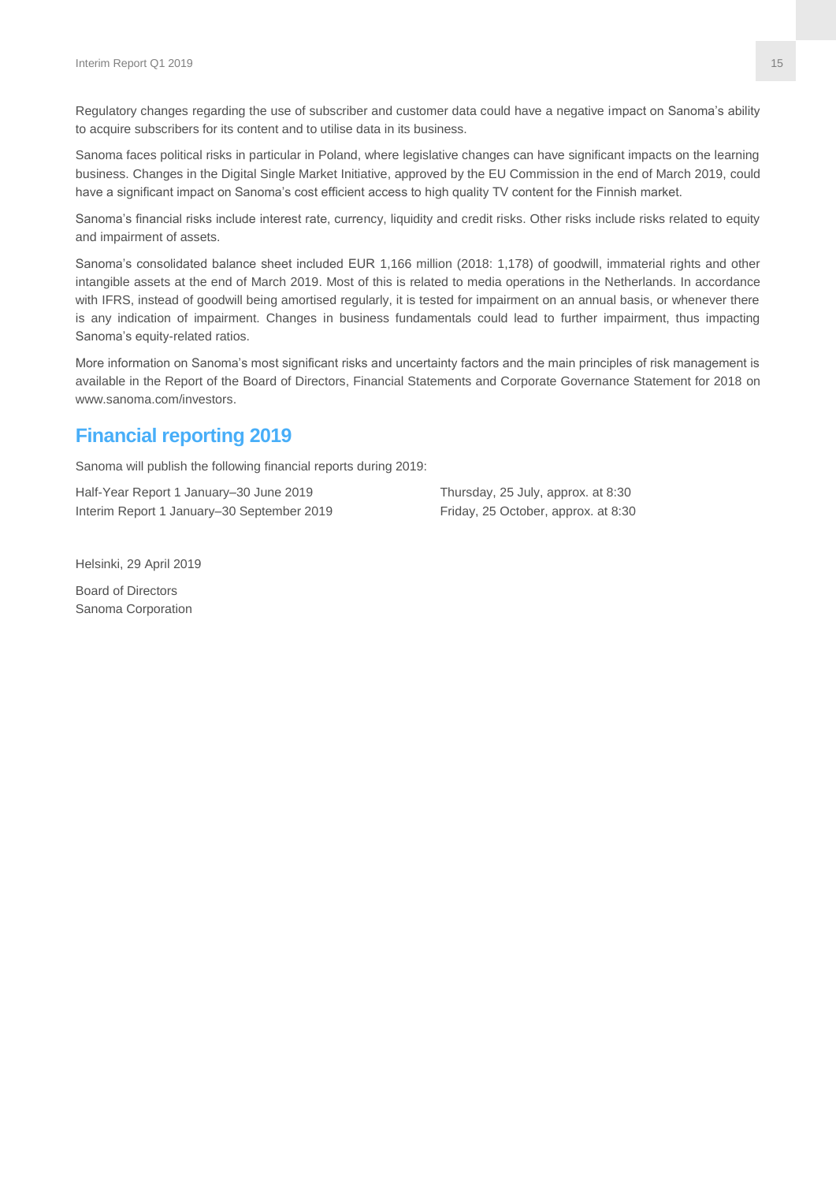Regulatory changes regarding the use of subscriber and customer data could have a negative impact on Sanoma's ability to acquire subscribers for its content and to utilise data in its business.

Sanoma faces political risks in particular in Poland, where legislative changes can have significant impacts on the learning business. Changes in the Digital Single Market Initiative, approved by the EU Commission in the end of March 2019, could have a significant impact on Sanoma's cost efficient access to high quality TV content for the Finnish market.

Sanoma's financial risks include interest rate, currency, liquidity and credit risks. Other risks include risks related to equity and impairment of assets.

Sanoma's consolidated balance sheet included EUR 1,166 million (2018: 1,178) of goodwill, immaterial rights and other intangible assets at the end of March 2019. Most of this is related to media operations in the Netherlands. In accordance with IFRS, instead of goodwill being amortised regularly, it is tested for impairment on an annual basis, or whenever there is any indication of impairment. Changes in business fundamentals could lead to further impairment, thus impacting Sanoma's equity-related ratios.

More information on Sanoma's most significant risks and uncertainty factors and the main principles of risk management is available in the Report of the Board of Directors, Financial Statements and Corporate Governance Statement for 2018 on www.sanoma.com/investors.

## Financial reporting 2019

Sanoma will publish the following financial reports during 2019:

| | |
|---|---|
| Half-Year Report 1 January–30 June 2019 | Thursday, 25 July, approx. at 8:30 |
| Interim Report 1 January–30 September 2019 | Friday, 25 October, approx. at 8:30 |

Helsinki, 29 April 2019

Board of Directors
Sanoma Corporation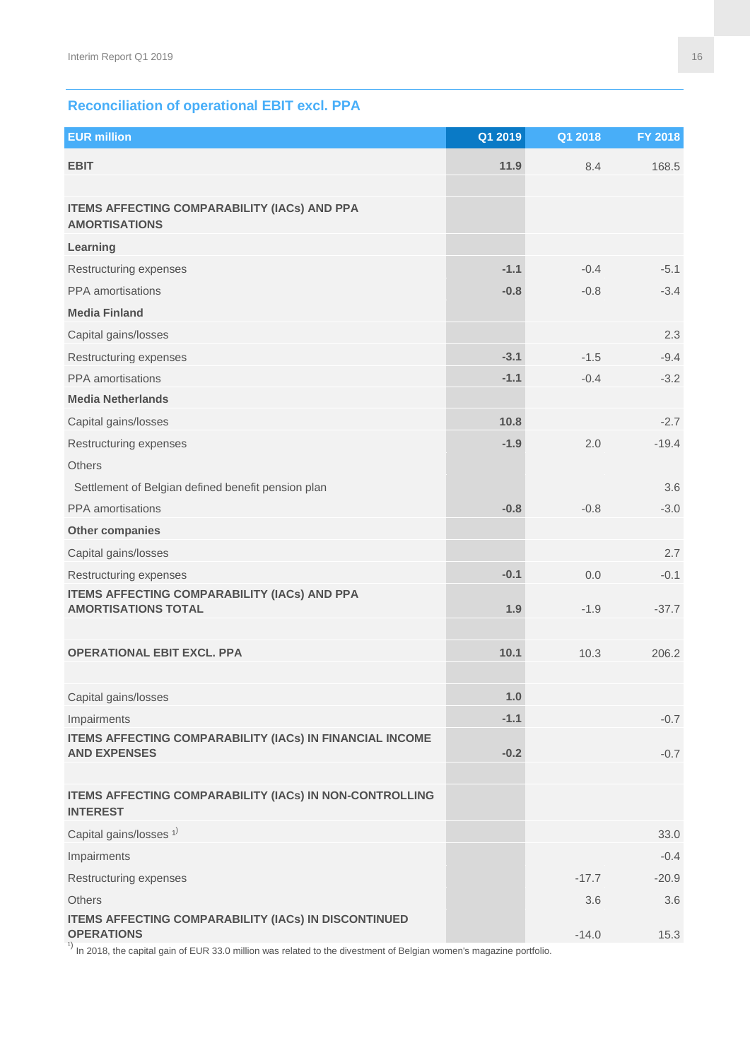## Reconciliation of operational EBIT excl. PPA

| EUR million | Q1 2019 | Q1 2018 | FY 2018 |
|---|---|---|---|
| **EBIT** | **11.9** | 8.4 | 168.5 |
| | | | |
| **ITEMS AFFECTING COMPARABILITY (IACs) AND PPA AMORTISATIONS** | | | |
| **Learning** | | | |
| Restructuring expenses | **-1.1** | -0.4 | -5.1 |
| PPA amortisations | **-0.8** | -0.8 | -3.4 |
| **Media Finland** | | | |
| Capital gains/losses | | | 2.3 |
| Restructuring expenses | **-3.1** | -1.5 | -9.4 |
| PPA amortisations | **-1.1** | -0.4 | -3.2 |
| **Media Netherlands** | | | |
| Capital gains/losses | **10.8** | | -2.7 |
| Restructuring expenses | **-1.9** | 2.0 | -19.4 |
| Others | | | |
| Settlement of Belgian defined benefit pension plan | | | 3.6 |
| PPA amortisations | **-0.8** | -0.8 | -3.0 |
| **Other companies** | | | |
| Capital gains/losses | | | 2.7 |
| Restructuring expenses | **-0.1** | 0.0 | -0.1 |
| **ITEMS AFFECTING COMPARABILITY (IACs) AND PPA AMORTISATIONS TOTAL** | **1.9** | -1.9 | -37.7 |
| | | | |
| **OPERATIONAL EBIT EXCL. PPA** | **10.1** | 10.3 | 206.2 |
| | | | |
| Capital gains/losses | **1.0** | | |
| Impairments | **-1.1** | | -0.7 |
| **ITEMS AFFECTING COMPARABILITY (IACs) IN FINANCIAL INCOME AND EXPENSES** | **-0.2** | | -0.7 |
| | | | |
| **ITEMS AFFECTING COMPARABILITY (IACs) IN NON-CONTROLLING INTEREST** | | | |
| Capital gains/losses [1] | | | 33.0 |
| Impairments | | | -0.4 |
| Restructuring expenses | | -17.7 | -20.9 |
| Others | | 3.6 | 3.6 |
| **ITEMS AFFECTING COMPARABILITY (IACs) IN DISCONTINUED OPERATIONS** | | -14.0 | 15.3 |

[1] In 2018, the capital gain of EUR 33.0 million was related to the divestment of Belgian women's magazine portfolio.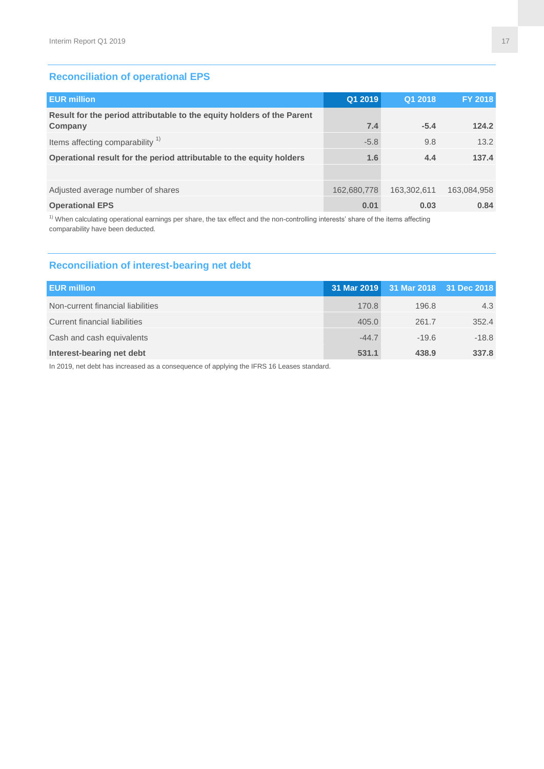## Reconciliation of operational EPS

| EUR million | Q1 2019 | Q1 2018 | FY 2018 |
|---|---|---|---|
| **Result for the period attributable to the equity holders of the Parent Company** | **7.4** | **-5.4** | **124.2** |
| Items affecting comparability [1] | -5.8 | 9.8 | 13.2 |
| **Operational result for the period attributable to the equity holders** | **1.6** | **4.4** | **137.4** |
| | | | |
| Adjusted average number of shares | 162,680,778 | 163,302,611 | 163,084,958 |
| **Operational EPS** | **0.01** | **0.03** | **0.84** |

[1] When calculating operational earnings per share, the tax effect and the non-controlling interests' share of the items affecting comparability have been deducted.

## Reconciliation of interest-bearing net debt

| EUR million | 31 Mar 2019 | 31 Mar 2018 | 31 Dec 2018 |
|---|---|---|---|
| Non-current financial liabilities | 170.8 | 196.8 | 4.3 |
| Current financial liabilities | 405.0 | 261.7 | 352.4 |
| Cash and cash equivalents | -44.7 | -19.6 | -18.8 |
| **Interest-bearing net debt** | **531.1** | **438.9** | **337.8** |

In 2019, net debt has increased as a consequence of applying the IFRS 16 Leases standard.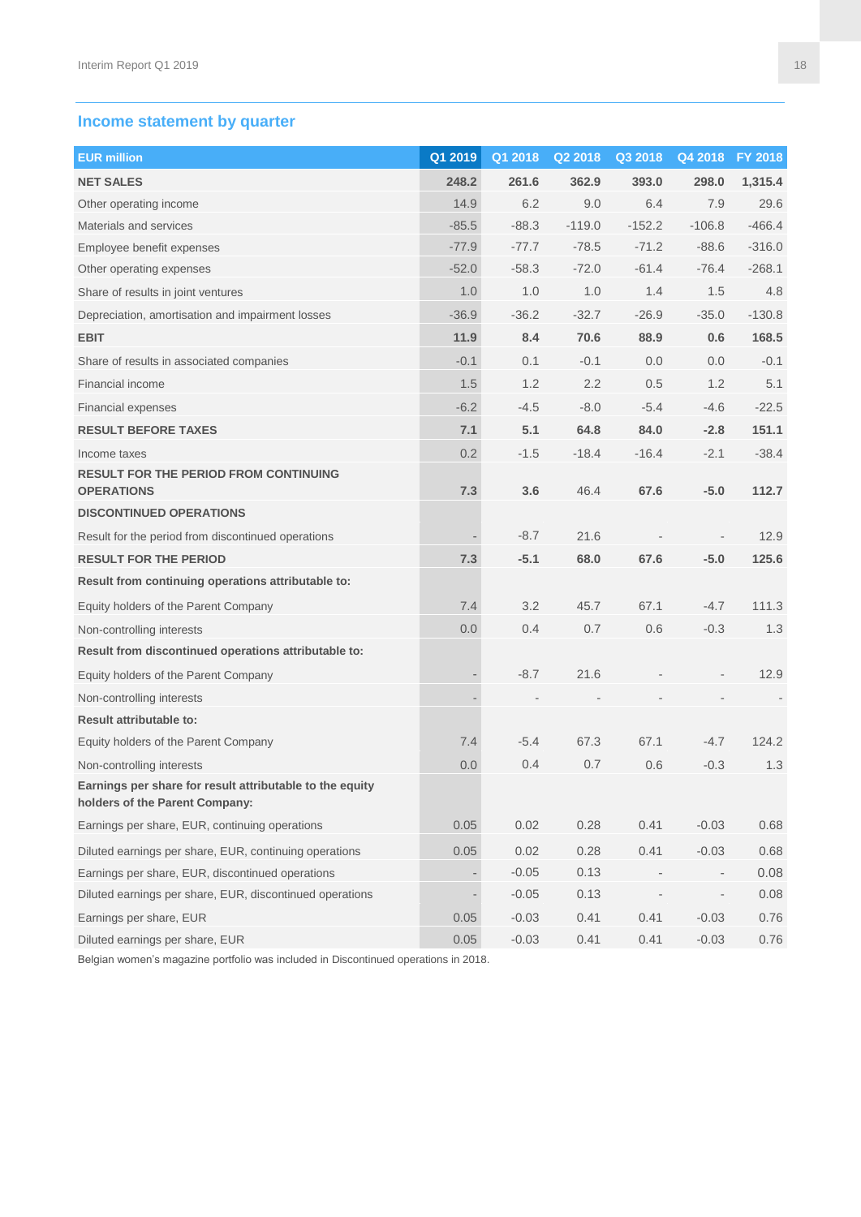## Income statement by quarter

| EUR million | Q1 2019 | Q1 2018 | Q2 2018 | Q3 2018 | Q4 2018 | FY 2018 |
|---|---|---|---|---|---|---|
| **NET SALES** | **248.2** | **261.6** | **362.9** | **393.0** | **298.0** | **1,315.4** |
| Other operating income | 14.9 | 6.2 | 9.0 | 6.4 | 7.9 | 29.6 |
| Materials and services | -85.5 | -88.3 | -119.0 | -152.2 | -106.8 | -466.4 |
| Employee benefit expenses | -77.9 | -77.7 | -78.5 | -71.2 | -88.6 | -316.0 |
| Other operating expenses | -52.0 | -58.3 | -72.0 | -61.4 | -76.4 | -268.1 |
| Share of results in joint ventures | 1.0 | 1.0 | 1.0 | 1.4 | 1.5 | 4.8 |
| Depreciation, amortisation and impairment losses | -36.9 | -36.2 | -32.7 | -26.9 | -35.0 | -130.8 |
| **EBIT** | **11.9** | **8.4** | **70.6** | **88.9** | **0.6** | **168.5** |
| Share of results in associated companies | -0.1 | 0.1 | -0.1 | 0.0 | 0.0 | -0.1 |
| Financial income | 1.5 | 1.2 | 2.2 | 0.5 | 1.2 | 5.1 |
| Financial expenses | -6.2 | -4.5 | -8.0 | -5.4 | -4.6 | -22.5 |
| **RESULT BEFORE TAXES** | **7.1** | **5.1** | **64.8** | **84.0** | **-2.8** | **151.1** |
| Income taxes | 0.2 | -1.5 | -18.4 | -16.4 | -2.1 | -38.4 |
| **RESULT FOR THE PERIOD FROM CONTINUING OPERATIONS** | **7.3** | **3.6** | 46.4 | **67.6** | **-5.0** | **112.7** |
| **DISCONTINUED OPERATIONS** | | | | | | |
| Result for the period from discontinued operations | - | -8.7 | 21.6 | - | - | 12.9 |
| **RESULT FOR THE PERIOD** | **7.3** | **-5.1** | **68.0** | **67.6** | **-5.0** | **125.6** |
| **Result from continuing operations attributable to:** | | | | | | |
| Equity holders of the Parent Company | 7.4 | 3.2 | 45.7 | 67.1 | -4.7 | 111.3 |
| Non-controlling interests | 0.0 | 0.4 | 0.7 | 0.6 | -0.3 | 1.3 |
| **Result from discontinued operations attributable to:** | | | | | | |
| Equity holders of the Parent Company | - | -8.7 | 21.6 | - | - | 12.9 |
| Non-controlling interests | - | - | - | - | - | - |
| **Result attributable to:** | | | | | | |
| Equity holders of the Parent Company | 7.4 | -5.4 | 67.3 | 67.1 | -4.7 | 124.2 |
| Non-controlling interests | 0.0 | 0.4 | 0.7 | 0.6 | -0.3 | 1.3 |
| **Earnings per share for result attributable to the equity holders of the Parent Company:** | | | | | | |
| Earnings per share, EUR, continuing operations | 0.05 | 0.02 | 0.28 | 0.41 | -0.03 | 0.68 |
| Diluted earnings per share, EUR, continuing operations | 0.05 | 0.02 | 0.28 | 0.41 | -0.03 | 0.68 |
| Earnings per share, EUR, discontinued operations | - | -0.05 | 0.13 | - | - | 0.08 |
| Diluted earnings per share, EUR, discontinued operations | - | -0.05 | 0.13 | - | - | 0.08 |
| Earnings per share, EUR | 0.05 | -0.03 | 0.41 | 0.41 | -0.03 | 0.76 |
| Diluted earnings per share, EUR | 0.05 | -0.03 | 0.41 | 0.41 | -0.03 | 0.76 |

Belgian women's magazine portfolio was included in Discontinued operations in 2018.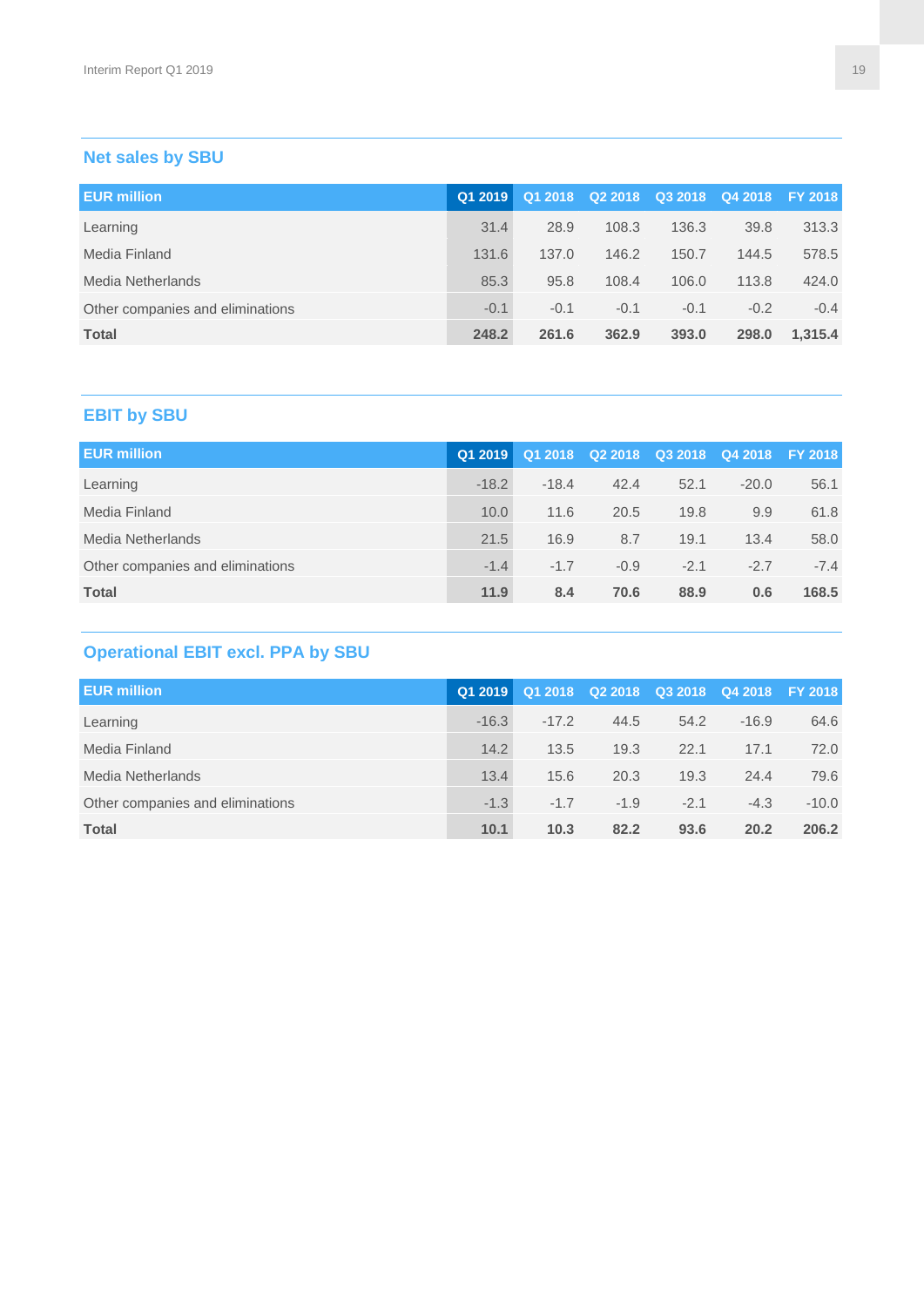## Net sales by SBU

| EUR million | Q1 2019 | Q1 2018 | Q2 2018 | Q3 2018 | Q4 2018 | FY 2018 |
|---|---|---|---|---|---|---|
| Learning | 31.4 | 28.9 | 108.3 | 136.3 | 39.8 | 313.3 |
| Media Finland | 131.6 | 137.0 | 146.2 | 150.7 | 144.5 | 578.5 |
| Media Netherlands | 85.3 | 95.8 | 108.4 | 106.0 | 113.8 | 424.0 |
| Other companies and eliminations | -0.1 | -0.1 | -0.1 | -0.1 | -0.2 | -0.4 |
| **Total** | **248.2** | **261.6** | **362.9** | **393.0** | **298.0** | **1,315.4** |

## EBIT by SBU

| EUR million | Q1 2019 | Q1 2018 | Q2 2018 | Q3 2018 | Q4 2018 | FY 2018 |
|---|---|---|---|---|---|---|
| Learning | -18.2 | -18.4 | 42.4 | 52.1 | -20.0 | 56.1 |
| Media Finland | 10.0 | 11.6 | 20.5 | 19.8 | 9.9 | 61.8 |
| Media Netherlands | 21.5 | 16.9 | 8.7 | 19.1 | 13.4 | 58.0 |
| Other companies and eliminations | -1.4 | -1.7 | -0.9 | -2.1 | -2.7 | -7.4 |
| **Total** | **11.9** | **8.4** | **70.6** | **88.9** | **0.6** | **168.5** |

## Operational EBIT excl. PPA by SBU

| EUR million | Q1 2019 | Q1 2018 | Q2 2018 | Q3 2018 | Q4 2018 | FY 2018 |
|---|---|---|---|---|---|---|
| Learning | -16.3 | -17.2 | 44.5 | 54.2 | -16.9 | 64.6 |
| Media Finland | 14.2 | 13.5 | 19.3 | 22.1 | 17.1 | 72.0 |
| Media Netherlands | 13.4 | 15.6 | 20.3 | 19.3 | 24.4 | 79.6 |
| Other companies and eliminations | -1.3 | -1.7 | -1.9 | -2.1 | -4.3 | -10.0 |
| **Total** | **10.1** | **10.3** | **82.2** | **93.6** | **20.2** | **206.2** |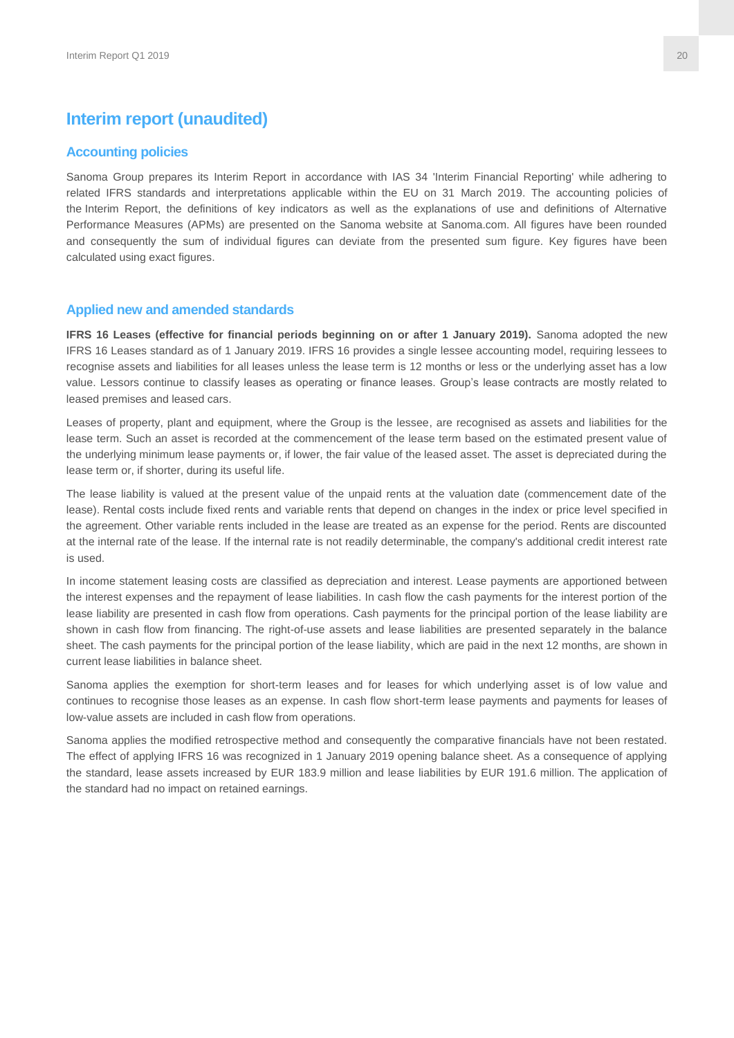# Interim report (unaudited)

## Accounting policies

Sanoma Group prepares its Interim Report in accordance with IAS 34 'Interim Financial Reporting' while adhering to related IFRS standards and interpretations applicable within the EU on 31 March 2019. The accounting policies of the Interim Report, the definitions of key indicators as well as the explanations of use and definitions of Alternative Performance Measures (APMs) are presented on the Sanoma website at Sanoma.com. All figures have been rounded and consequently the sum of individual figures can deviate from the presented sum figure. Key figures have been calculated using exact figures.

## Applied new and amended standards

**IFRS 16 Leases (effective for financial periods beginning on or after 1 January 2019).** Sanoma adopted the new IFRS 16 Leases standard as of 1 January 2019. IFRS 16 provides a single lessee accounting model, requiring lessees to recognise assets and liabilities for all leases unless the lease term is 12 months or less or the underlying asset has a low value. Lessors continue to classify leases as operating or finance leases. Group's lease contracts are mostly related to leased premises and leased cars.

Leases of property, plant and equipment, where the Group is the lessee, are recognised as assets and liabilities for the lease term. Such an asset is recorded at the commencement of the lease term based on the estimated present value of the underlying minimum lease payments or, if lower, the fair value of the leased asset. The asset is depreciated during the lease term or, if shorter, during its useful life.

The lease liability is valued at the present value of the unpaid rents at the valuation date (commencement date of the lease). Rental costs include fixed rents and variable rents that depend on changes in the index or price level specified in the agreement. Other variable rents included in the lease are treated as an expense for the period. Rents are discounted at the internal rate of the lease. If the internal rate is not readily determinable, the company's additional credit interest rate is used.

In income statement leasing costs are classified as depreciation and interest. Lease payments are apportioned between the interest expenses and the repayment of lease liabilities. In cash flow the cash payments for the interest portion of the lease liability are presented in cash flow from operations. Cash payments for the principal portion of the lease liability are shown in cash flow from financing. The right-of-use assets and lease liabilities are presented separately in the balance sheet. The cash payments for the principal portion of the lease liability, which are paid in the next 12 months, are shown in current lease liabilities in balance sheet.

Sanoma applies the exemption for short-term leases and for leases for which underlying asset is of low value and continues to recognise those leases as an expense. In cash flow short-term lease payments and payments for leases of low-value assets are included in cash flow from operations.

Sanoma applies the modified retrospective method and consequently the comparative financials have not been restated. The effect of applying IFRS 16 was recognized in 1 January 2019 opening balance sheet. As a consequence of applying the standard, lease assets increased by EUR 183.9 million and lease liabilities by EUR 191.6 million. The application of the standard had no impact on retained earnings.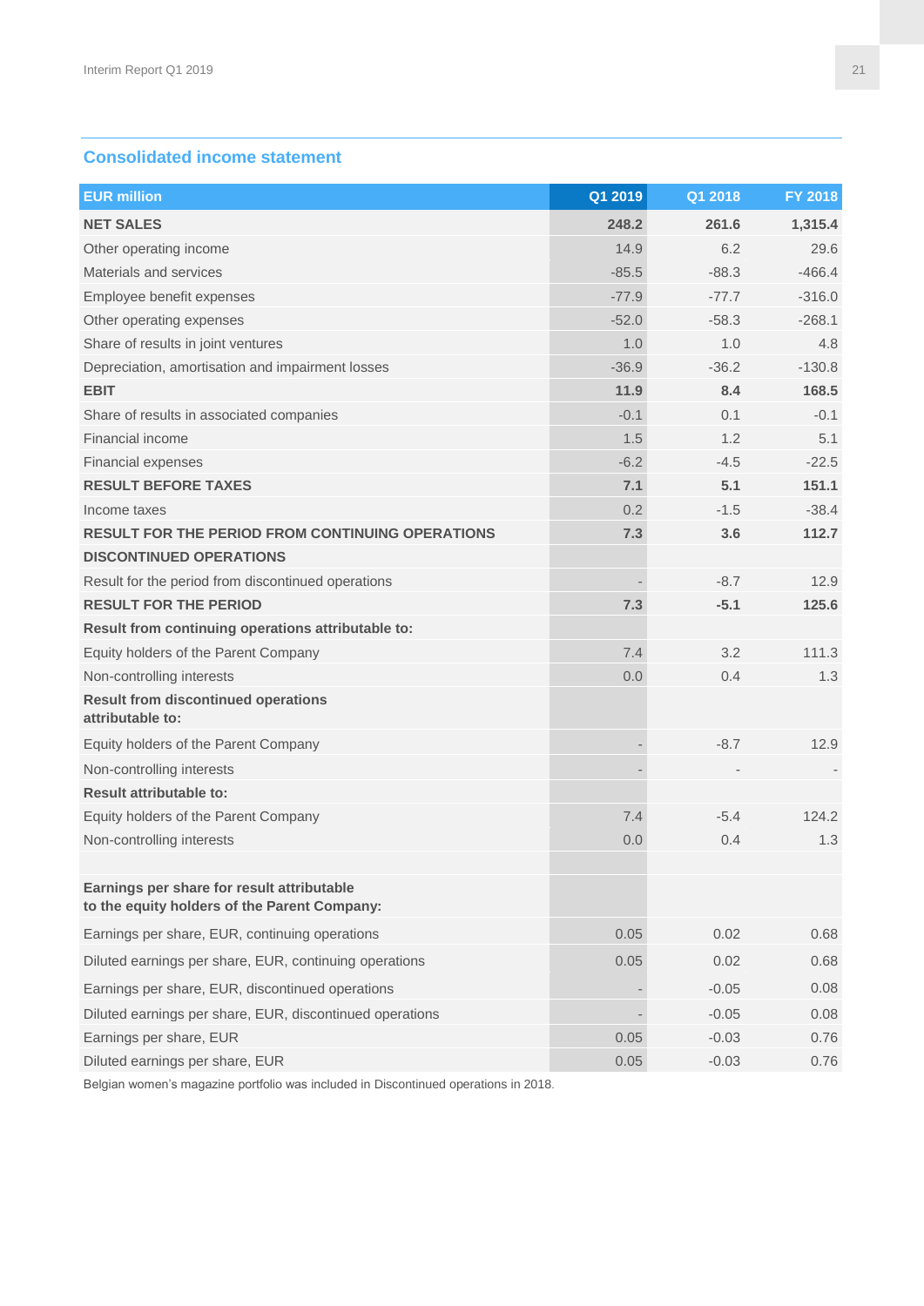## Consolidated income statement

| EUR million | Q1 2019 | Q1 2018 | FY 2018 |
|---|---|---|---|
| **NET SALES** | **248.2** | **261.6** | **1,315.4** |
| Other operating income | 14.9 | 6.2 | 29.6 |
| Materials and services | -85.5 | -88.3 | -466.4 |
| Employee benefit expenses | -77.9 | -77.7 | -316.0 |
| Other operating expenses | -52.0 | -58.3 | -268.1 |
| Share of results in joint ventures | 1.0 | 1.0 | 4.8 |
| Depreciation, amortisation and impairment losses | -36.9 | -36.2 | -130.8 |
| **EBIT** | **11.9** | **8.4** | **168.5** |
| Share of results in associated companies | -0.1 | 0.1 | -0.1 |
| Financial income | 1.5 | 1.2 | 5.1 |
| Financial expenses | -6.2 | -4.5 | -22.5 |
| **RESULT BEFORE TAXES** | **7.1** | **5.1** | **151.1** |
| Income taxes | 0.2 | -1.5 | -38.4 |
| **RESULT FOR THE PERIOD FROM CONTINUING OPERATIONS** | **7.3** | **3.6** | **112.7** |
| **DISCONTINUED OPERATIONS** | | | |
| Result for the period from discontinued operations | - | -8.7 | 12.9 |
| **RESULT FOR THE PERIOD** | **7.3** | **-5.1** | **125.6** |
| **Result from continuing operations attributable to:** | | | |
| Equity holders of the Parent Company | 7.4 | 3.2 | 111.3 |
| Non-controlling interests | 0.0 | 0.4 | 1.3 |
| **Result from discontinued operations attributable to:** | | | |
| Equity holders of the Parent Company | - | -8.7 | 12.9 |
| Non-controlling interests | - | - | - |
| **Result attributable to:** | | | |
| Equity holders of the Parent Company | 7.4 | -5.4 | 124.2 |
| Non-controlling interests | 0.0 | 0.4 | 1.3 |
| | | | |
| **Earnings per share for result attributable to the equity holders of the Parent Company:** | | | |
| Earnings per share, EUR, continuing operations | 0.05 | 0.02 | 0.68 |
| Diluted earnings per share, EUR, continuing operations | 0.05 | 0.02 | 0.68 |
| Earnings per share, EUR, discontinued operations | - | -0.05 | 0.08 |
| Diluted earnings per share, EUR, discontinued operations | - | -0.05 | 0.08 |
| Earnings per share, EUR | 0.05 | -0.03 | 0.76 |
| Diluted earnings per share, EUR | 0.05 | -0.03 | 0.76 |

Belgian women's magazine portfolio was included in Discontinued operations in 2018.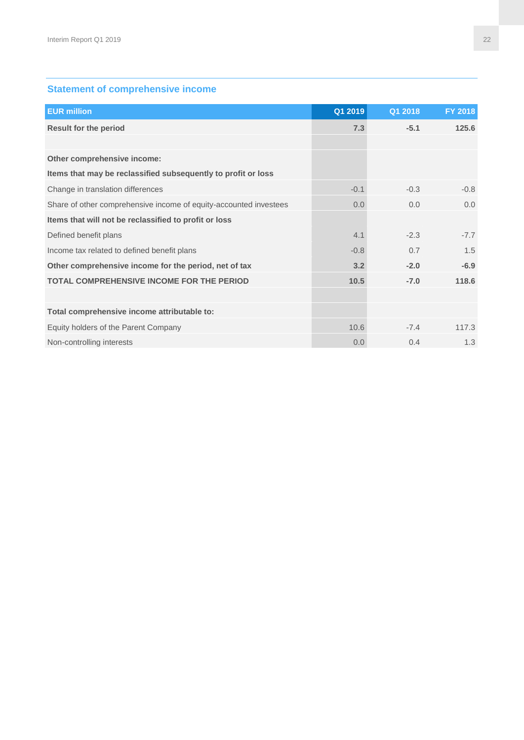## Statement of comprehensive income

| EUR million | Q1 2019 | Q1 2018 | FY 2018 |
|---|---|---|---|
| **Result for the period** | **7.3** | **-5.1** | **125.6** |
| | | | |
| **Other comprehensive income:** | | | |
| **Items that may be reclassified subsequently to profit or loss** | | | |
| Change in translation differences | -0.1 | -0.3 | -0.8 |
| Share of other comprehensive income of equity-accounted investees | 0.0 | 0.0 | 0.0 |
| **Items that will not be reclassified to profit or loss** | | | |
| Defined benefit plans | 4.1 | -2.3 | -7.7 |
| Income tax related to defined benefit plans | -0.8 | 0.7 | 1.5 |
| **Other comprehensive income for the period, net of tax** | **3.2** | **-2.0** | **-6.9** |
| **TOTAL COMPREHENSIVE INCOME FOR THE PERIOD** | **10.5** | **-7.0** | **118.6** |
| | | | |
| **Total comprehensive income attributable to:** | | | |
| Equity holders of the Parent Company | 10.6 | -7.4 | 117.3 |
| Non-controlling interests | 0.0 | 0.4 | 1.3 |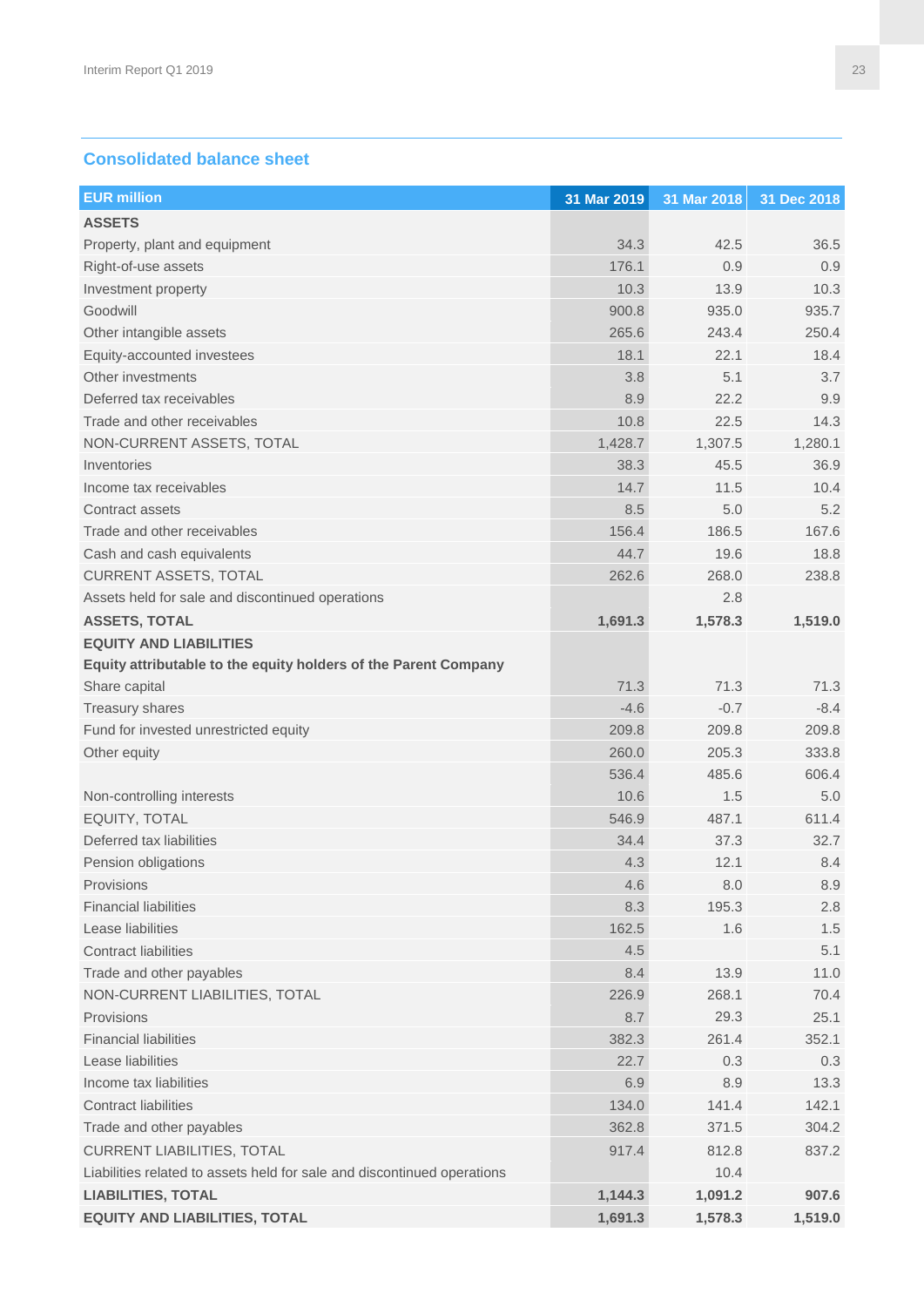## Consolidated balance sheet

| EUR million | 31 Mar 2019 | 31 Mar 2018 | 31 Dec 2018 |
|---|---|---|---|
| **ASSETS** | | | |
| Property, plant and equipment | 34.3 | 42.5 | 36.5 |
| Right-of-use assets | 176.1 | 0.9 | 0.9 |
| Investment property | 10.3 | 13.9 | 10.3 |
| Goodwill | 900.8 | 935.0 | 935.7 |
| Other intangible assets | 265.6 | 243.4 | 250.4 |
| Equity-accounted investees | 18.1 | 22.1 | 18.4 |
| Other investments | 3.8 | 5.1 | 3.7 |
| Deferred tax receivables | 8.9 | 22.2 | 9.9 |
| Trade and other receivables | 10.8 | 22.5 | 14.3 |
| NON-CURRENT ASSETS, TOTAL | 1,428.7 | 1,307.5 | 1,280.1 |
| Inventories | 38.3 | 45.5 | 36.9 |
| Income tax receivables | 14.7 | 11.5 | 10.4 |
| Contract assets | 8.5 | 5.0 | 5.2 |
| Trade and other receivables | 156.4 | 186.5 | 167.6 |
| Cash and cash equivalents | 44.7 | 19.6 | 18.8 |
| CURRENT ASSETS, TOTAL | 262.6 | 268.0 | 238.8 |
| Assets held for sale and discontinued operations | | 2.8 | |
| **ASSETS, TOTAL** | **1,691.3** | **1,578.3** | **1,519.0** |
| **EQUITY AND LIABILITIES** | | | |
| **Equity attributable to the equity holders of the Parent Company** | | | |
| Share capital | 71.3 | 71.3 | 71.3 |
| Treasury shares | -4.6 | -0.7 | -8.4 |
| Fund for invested unrestricted equity | 209.8 | 209.8 | 209.8 |
| Other equity | 260.0 | 205.3 | 333.8 |
| | 536.4 | 485.6 | 606.4 |
| Non-controlling interests | 10.6 | 1.5 | 5.0 |
| EQUITY, TOTAL | 546.9 | 487.1 | 611.4 |
| Deferred tax liabilities | 34.4 | 37.3 | 32.7 |
| Pension obligations | 4.3 | 12.1 | 8.4 |
| Provisions | 4.6 | 8.0 | 8.9 |
| Financial liabilities | 8.3 | 195.3 | 2.8 |
| Lease liabilities | 162.5 | 1.6 | 1.5 |
| Contract liabilities | 4.5 | | 5.1 |
| Trade and other payables | 8.4 | 13.9 | 11.0 |
| NON-CURRENT LIABILITIES, TOTAL | 226.9 | 268.1 | 70.4 |
| Provisions | 8.7 | 29.3 | 25.1 |
| Financial liabilities | 382.3 | 261.4 | 352.1 |
| Lease liabilities | 22.7 | 0.3 | 0.3 |
| Income tax liabilities | 6.9 | 8.9 | 13.3 |
| Contract liabilities | 134.0 | 141.4 | 142.1 |
| Trade and other payables | 362.8 | 371.5 | 304.2 |
| CURRENT LIABILITIES, TOTAL | 917.4 | 812.8 | 837.2 |
| Liabilities related to assets held for sale and discontinued operations | | 10.4 | |
| **LIABILITIES, TOTAL** | **1,144.3** | **1,091.2** | **907.6** |
| **EQUITY AND LIABILITIES, TOTAL** | **1,691.3** | **1,578.3** | **1,519.0** |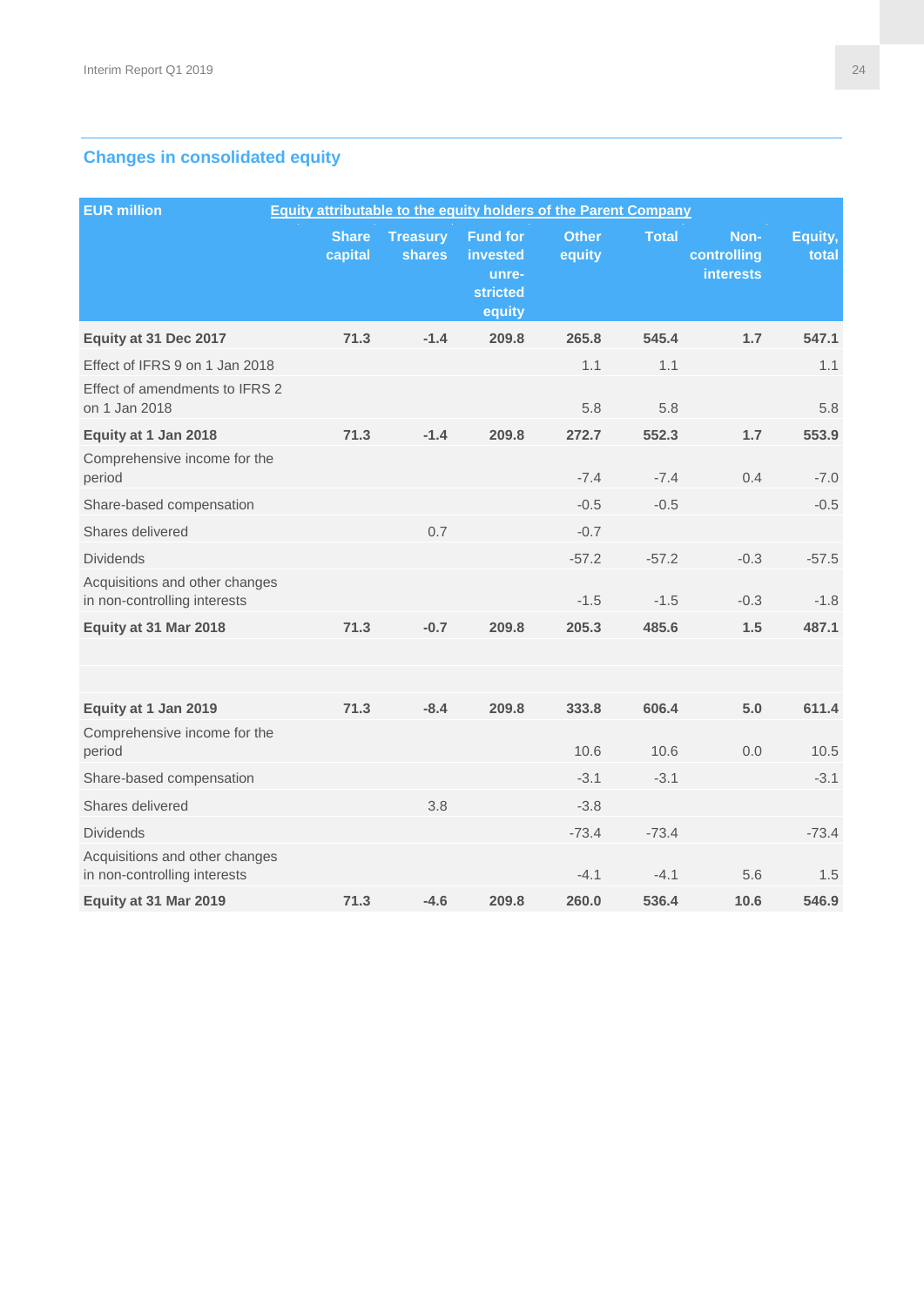## Changes in consolidated equity

| EUR million | Equity attributable to the equity holders of the Parent Company | | | | | | |
|---|---|---|---|---|---|---|---|
| | Share capital | Treasury shares | Fund for invested unre-stricted equity | Other equity | Total | Non-controlling interests | Equity, total |
| **Equity at 31 Dec 2017** | **71.3** | **-1.4** | **209.8** | **265.8** | **545.4** | **1.7** | **547.1** |
| Effect of IFRS 9 on 1 Jan 2018 | | | | 1.1 | 1.1 | | 1.1 |
| Effect of amendments to IFRS 2 on 1 Jan 2018 | | | | 5.8 | 5.8 | | 5.8 |
| **Equity at 1 Jan 2018** | **71.3** | **-1.4** | **209.8** | **272.7** | **552.3** | **1.7** | **553.9** |
| Comprehensive income for the period | | | | -7.4 | -7.4 | 0.4 | -7.0 |
| Share-based compensation | | | | -0.5 | -0.5 | | -0.5 |
| Shares delivered | | 0.7 | | -0.7 | | | |
| Dividends | | | | -57.2 | -57.2 | -0.3 | -57.5 |
| Acquisitions and other changes in non-controlling interests | | | | -1.5 | -1.5 | -0.3 | -1.8 |
| **Equity at 31 Mar 2018** | **71.3** | **-0.7** | **209.8** | **205.3** | **485.6** | **1.5** | **487.1** |
| | | | | | | | |
| | | | | | | | |
| **Equity at 1 Jan 2019** | **71.3** | **-8.4** | **209.8** | **333.8** | **606.4** | **5.0** | **611.4** |
| Comprehensive income for the period | | | | 10.6 | 10.6 | 0.0 | 10.5 |
| Share-based compensation | | | | -3.1 | -3.1 | | -3.1 |
| Shares delivered | | 3.8 | | -3.8 | | | |
| Dividends | | | | -73.4 | -73.4 | | -73.4 |
| Acquisitions and other changes in non-controlling interests | | | | -4.1 | -4.1 | 5.6 | 1.5 |
| **Equity at 31 Mar 2019** | **71.3** | **-4.6** | **209.8** | **260.0** | **536.4** | **10.6** | **546.9** |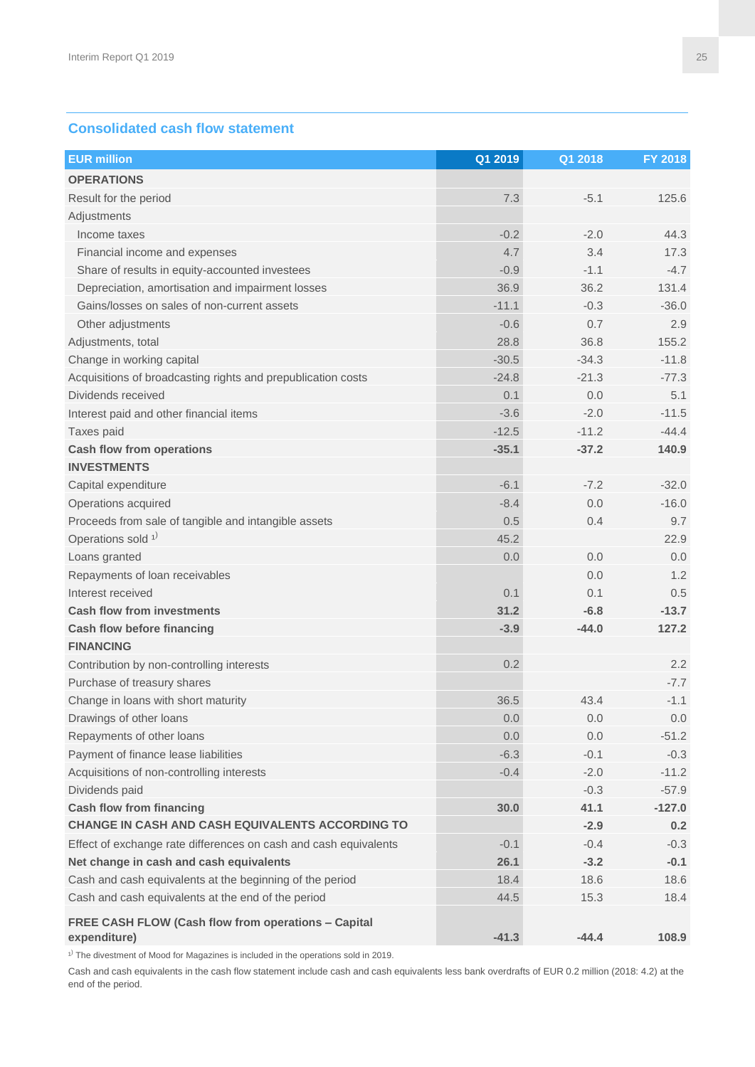## Consolidated cash flow statement

| EUR million | Q1 2019 | Q1 2018 | FY 2018 |
|---|---|---|---|
| **OPERATIONS** | | | |
| Result for the period | 7.3 | -5.1 | 125.6 |
| Adjustments | | | |
| Income taxes | -0.2 | -2.0 | 44.3 |
| Financial income and expenses | 4.7 | 3.4 | 17.3 |
| Share of results in equity-accounted investees | -0.9 | -1.1 | -4.7 |
| Depreciation, amortisation and impairment losses | 36.9 | 36.2 | 131.4 |
| Gains/losses on sales of non-current assets | -11.1 | -0.3 | -36.0 |
| Other adjustments | -0.6 | 0.7 | 2.9 |
| Adjustments, total | 28.8 | 36.8 | 155.2 |
| Change in working capital | -30.5 | -34.3 | -11.8 |
| Acquisitions of broadcasting rights and prepublication costs | -24.8 | -21.3 | -77.3 |
| Dividends received | 0.1 | 0.0 | 5.1 |
| Interest paid and other financial items | -3.6 | -2.0 | -11.5 |
| Taxes paid | -12.5 | -11.2 | -44.4 |
| **Cash flow from operations** | **-35.1** | **-37.2** | **140.9** |
| **INVESTMENTS** | | | |
| Capital expenditure | -6.1 | -7.2 | -32.0 |
| Operations acquired | -8.4 | 0.0 | -16.0 |
| Proceeds from sale of tangible and intangible assets | 0.5 | 0.4 | 9.7 |
| Operations sold [1] | 45.2 | | 22.9 |
| Loans granted | 0.0 | 0.0 | 0.0 |
| Repayments of loan receivables | | 0.0 | 1.2 |
| Interest received | 0.1 | 0.1 | 0.5 |
| **Cash flow from investments** | **31.2** | **-6.8** | **-13.7** |
| **Cash flow before financing** | **-3.9** | **-44.0** | **127.2** |
| **FINANCING** | | | |
| Contribution by non-controlling interests | 0.2 | | 2.2 |
| Purchase of treasury shares | | | -7.7 |
| Change in loans with short maturity | 36.5 | 43.4 | -1.1 |
| Drawings of other loans | 0.0 | 0.0 | 0.0 |
| Repayments of other loans | 0.0 | 0.0 | -51.2 |
| Payment of finance lease liabilities | -6.3 | -0.1 | -0.3 |
| Acquisitions of non-controlling interests | -0.4 | -2.0 | -11.2 |
| Dividends paid | | -0.3 | -57.9 |
| **Cash flow from financing** | **30.0** | **41.1** | **-127.0** |
| **CHANGE IN CASH AND CASH EQUIVALENTS ACCORDING TO** | | **-2.9** | **0.2** |
| Effect of exchange rate differences on cash and cash equivalents | -0.1 | -0.4 | -0.3 |
| **Net change in cash and cash equivalents** | **26.1** | **-3.2** | **-0.1** |
| Cash and cash equivalents at the beginning of the period | 18.4 | 18.6 | 18.6 |
| Cash and cash equivalents at the end of the period | 44.5 | 15.3 | 18.4 |
| **FREE CASH FLOW (Cash flow from operations – Capital expenditure)** | **-41.3** | **-44.4** | **108.9** |

[1] The divestment of Mood for Magazines is included in the operations sold in 2019.

Cash and cash equivalents in the cash flow statement include cash and cash equivalents less bank overdrafts of EUR 0.2 million (2018: 4.2) at the end of the period.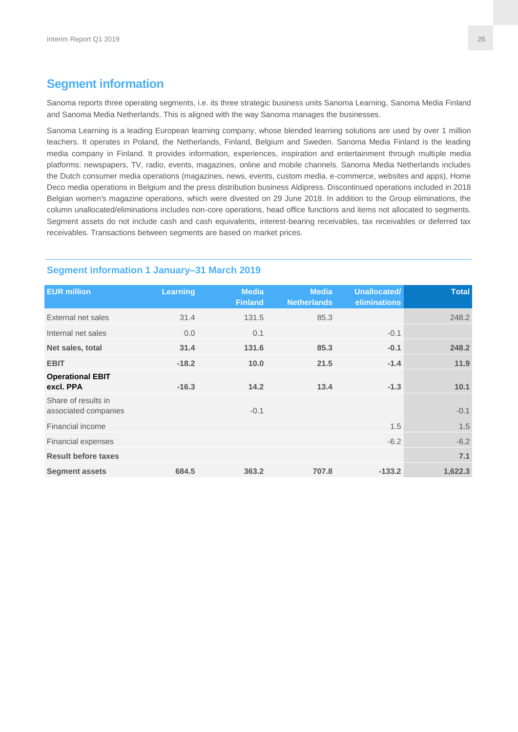## Segment information

Sanoma reports three operating segments, i.e. its three strategic business units Sanoma Learning, Sanoma Media Finland and Sanoma Media Netherlands. This is aligned with the way Sanoma manages the businesses.

Sanoma Learning is a leading European learning company, whose blended learning solutions are used by over 1 million teachers. It operates in Poland, the Netherlands, Finland, Belgium and Sweden. Sanoma Media Finland is the leading media company in Finland. It provides information, experiences, inspiration and entertainment through multiple media platforms: newspapers, TV, radio, events, magazines, online and mobile channels. Sanoma Media Netherlands includes the Dutch consumer media operations (magazines, news, events, custom media, e-commerce, websites and apps), Home Deco media operations in Belgium and the press distribution business Aldipress. Discontinued operations included in 2018 Belgian women's magazine operations, which were divested on 29 June 2018. In addition to the Group eliminations, the column unallocated/eliminations includes non-core operations, head office functions and items not allocated to segments. Segment assets do not include cash and cash equivalents, interest-bearing receivables, tax receivables or deferred tax receivables. Transactions between segments are based on market prices.

### Segment information 1 January–31 March 2019

| EUR million | Learning | Media Finland | Media Netherlands | Unallocated/ eliminations | Total |
|---|---|---|---|---|---|
| External net sales | 31.4 | 131.5 | 85.3 | | 248.2 |
| Internal net sales | 0.0 | 0.1 | | -0.1 | |
| **Net sales, total** | **31.4** | **131.6** | **85.3** | **-0.1** | **248.2** |
| **EBIT** | **-18.2** | **10.0** | **21.5** | **-1.4** | **11.9** |
| **Operational EBIT excl. PPA** | **-16.3** | **14.2** | **13.4** | **-1.3** | **10.1** |
| Share of results in associated companies | | -0.1 | | | -0.1 |
| Financial income | | | | 1.5 | 1.5 |
| Financial expenses | | | | -6.2 | -6.2 |
| **Result before taxes** | | | | | **7.1** |
| **Segment assets** | **684.5** | **363.2** | **707.8** | **-133.2** | **1,622.3** |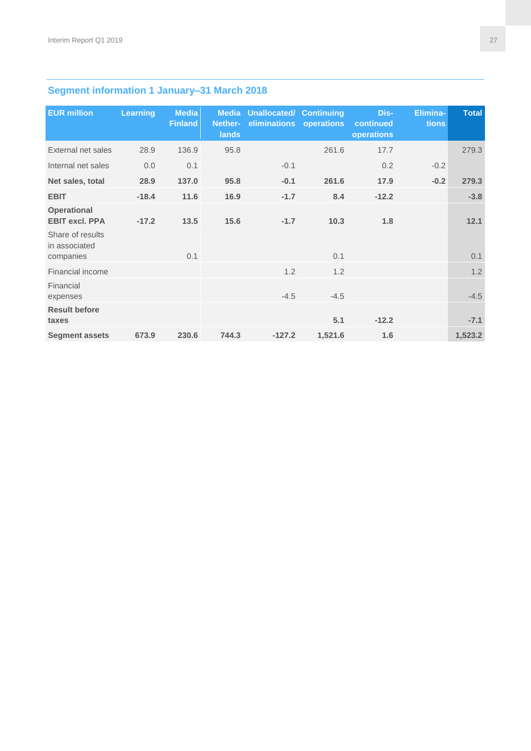## Segment information 1 January–31 March 2018

| EUR million | Learning | Media Finland | Media Nether-lands | Unallocated/ eliminations | Continuing operations | Dis-continued operations | Elimina-tions | Total |
|---|---|---|---|---|---|---|---|---|
| External net sales | 28.9 | 136.9 | 95.8 | | 261.6 | 17.7 | | 279.3 |
| Internal net sales | 0.0 | 0.1 | | -0.1 | | 0.2 | -0.2 | |
| **Net sales, total** | **28.9** | **137.0** | **95.8** | **-0.1** | **261.6** | **17.9** | **-0.2** | **279.3** |
| **EBIT** | **-18.4** | **11.6** | **16.9** | **-1.7** | **8.4** | **-12.2** | | **-3.8** |
| **Operational EBIT excl. PPA** | **-17.2** | **13.5** | **15.6** | **-1.7** | **10.3** | **1.8** | | **12.1** |
| Share of results in associated companies | | 0.1 | | | 0.1 | | | 0.1 |
| Financial income | | | | 1.2 | 1.2 | | | 1.2 |
| Financial expenses | | | | -4.5 | -4.5 | | | -4.5 |
| **Result before taxes** | | | | | **5.1** | **-12.2** | | **-7.1** |
| **Segment assets** | **673.9** | **230.6** | **744.3** | **-127.2** | **1,521.6** | **1.6** | | **1,523.2** |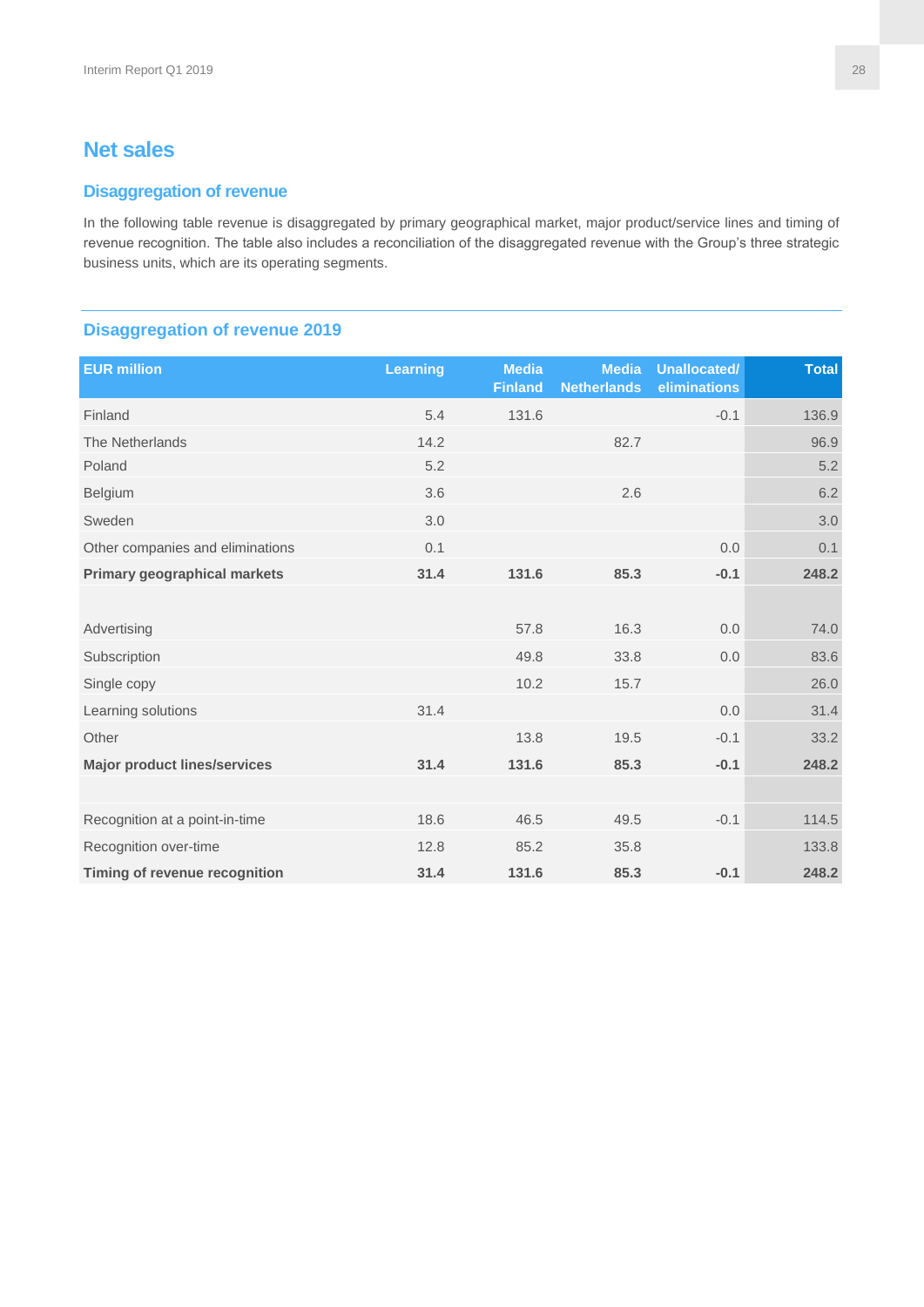# Net sales

## Disaggregation of revenue

In the following table revenue is disaggregated by primary geographical market, major product/service lines and timing of revenue recognition. The table also includes a reconciliation of the disaggregated revenue with the Group's three strategic business units, which are its operating segments.

### Disaggregation of revenue 2019

| EUR million | Learning | Media Finland | Media Netherlands | Unallocated/ eliminations | Total |
|---|---|---|---|---|---|
| Finland | 5.4 | 131.6 | | -0.1 | 136.9 |
| The Netherlands | 14.2 | | 82.7 | | 96.9 |
| Poland | 5.2 | | | | 5.2 |
| Belgium | 3.6 | | 2.6 | | 6.2 |
| Sweden | 3.0 | | | | 3.0 |
| Other companies and eliminations | 0.1 | | | 0.0 | 0.1 |
| **Primary geographical markets** | **31.4** | **131.6** | **85.3** | **-0.1** | **248.2** |
| | | | | | |
| Advertising | | 57.8 | 16.3 | 0.0 | 74.0 |
| Subscription | | 49.8 | 33.8 | 0.0 | 83.6 |
| Single copy | | 10.2 | 15.7 | | 26.0 |
| Learning solutions | 31.4 | | | 0.0 | 31.4 |
| Other | | 13.8 | 19.5 | -0.1 | 33.2 |
| **Major product lines/services** | **31.4** | **131.6** | **85.3** | **-0.1** | **248.2** |
| | | | | | |
| Recognition at a point-in-time | 18.6 | 46.5 | 49.5 | -0.1 | 114.5 |
| Recognition over-time | 12.8 | 85.2 | 35.8 | | 133.8 |
| **Timing of revenue recognition** | **31.4** | **131.6** | **85.3** | **-0.1** | **248.2** |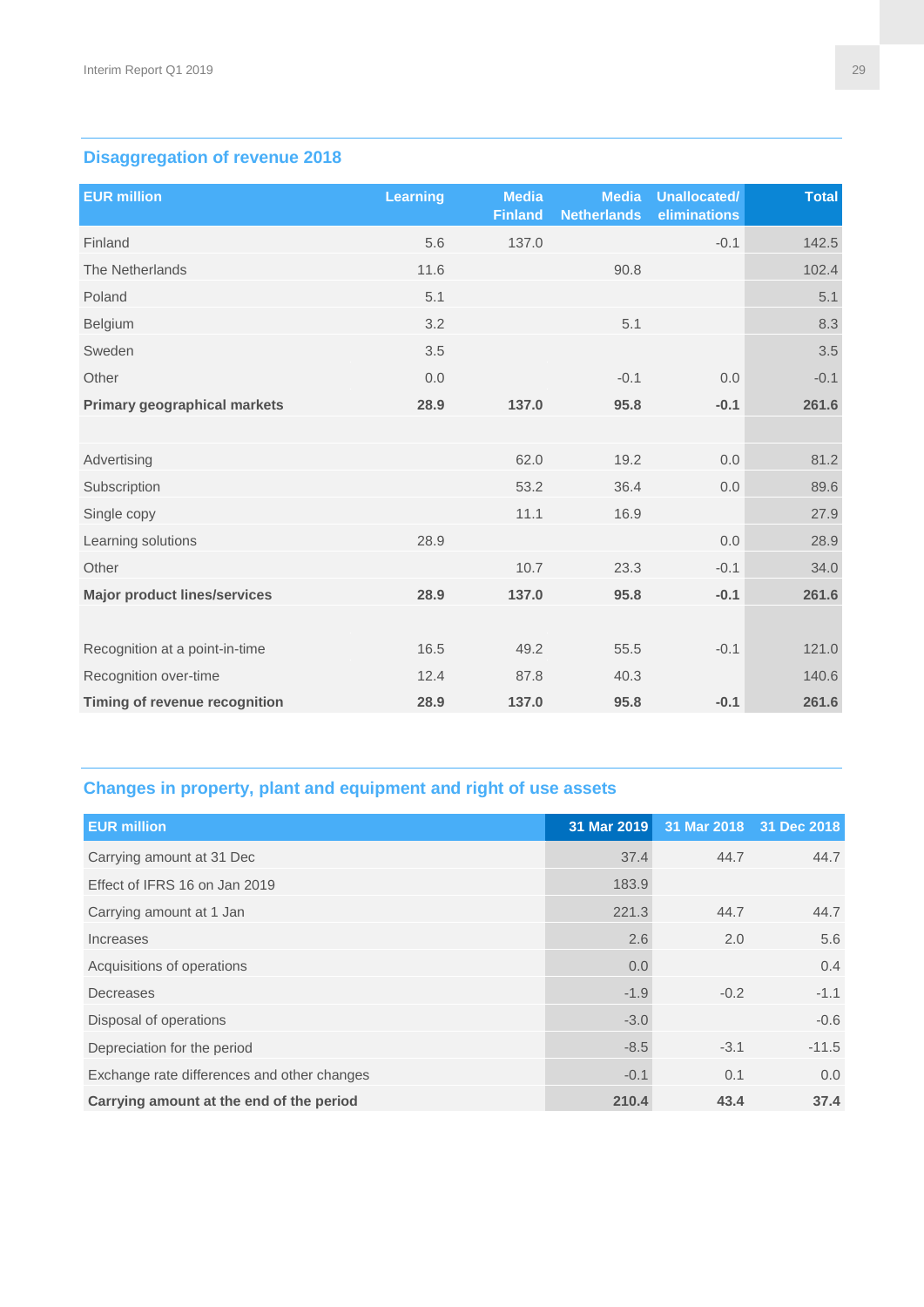## Disaggregation of revenue 2018

| EUR million | Learning | Media Finland | Media Netherlands | Unallocated/ eliminations | Total |
|---|---|---|---|---|---|
| Finland | 5.6 | 137.0 | | -0.1 | 142.5 |
| The Netherlands | 11.6 | | 90.8 | | 102.4 |
| Poland | 5.1 | | | | 5.1 |
| Belgium | 3.2 | | 5.1 | | 8.3 |
| Sweden | 3.5 | | | | 3.5 |
| Other | 0.0 | | -0.1 | 0.0 | -0.1 |
| **Primary geographical markets** | **28.9** | **137.0** | **95.8** | **-0.1** | **261.6** |
| | | | | | |
| Advertising | | 62.0 | 19.2 | 0.0 | 81.2 |
| Subscription | | 53.2 | 36.4 | 0.0 | 89.6 |
| Single copy | | 11.1 | 16.9 | | 27.9 |
| Learning solutions | 28.9 | | | 0.0 | 28.9 |
| Other | | 10.7 | 23.3 | -0.1 | 34.0 |
| **Major product lines/services** | **28.9** | **137.0** | **95.8** | **-0.1** | **261.6** |
| | | | | | |
| Recognition at a point-in-time | 16.5 | 49.2 | 55.5 | -0.1 | 121.0 |
| Recognition over-time | 12.4 | 87.8 | 40.3 | | 140.6 |
| **Timing of revenue recognition** | **28.9** | **137.0** | **95.8** | **-0.1** | **261.6** |

## Changes in property, plant and equipment and right of use assets

| EUR million | 31 Mar 2019 | 31 Mar 2018 | 31 Dec 2018 |
|---|---|---|---|
| Carrying amount at 31 Dec | 37.4 | 44.7 | 44.7 |
| Effect of IFRS 16 on Jan 2019 | 183.9 | | |
| Carrying amount at 1 Jan | 221.3 | 44.7 | 44.7 |
| Increases | 2.6 | 2.0 | 5.6 |
| Acquisitions of operations | 0.0 | | 0.4 |
| Decreases | -1.9 | -0.2 | -1.1 |
| Disposal of operations | -3.0 | | -0.6 |
| Depreciation for the period | -8.5 | -3.1 | -11.5 |
| Exchange rate differences and other changes | -0.1 | 0.1 | 0.0 |
| **Carrying amount at the end of the period** | **210.4** | **43.4** | **37.4** |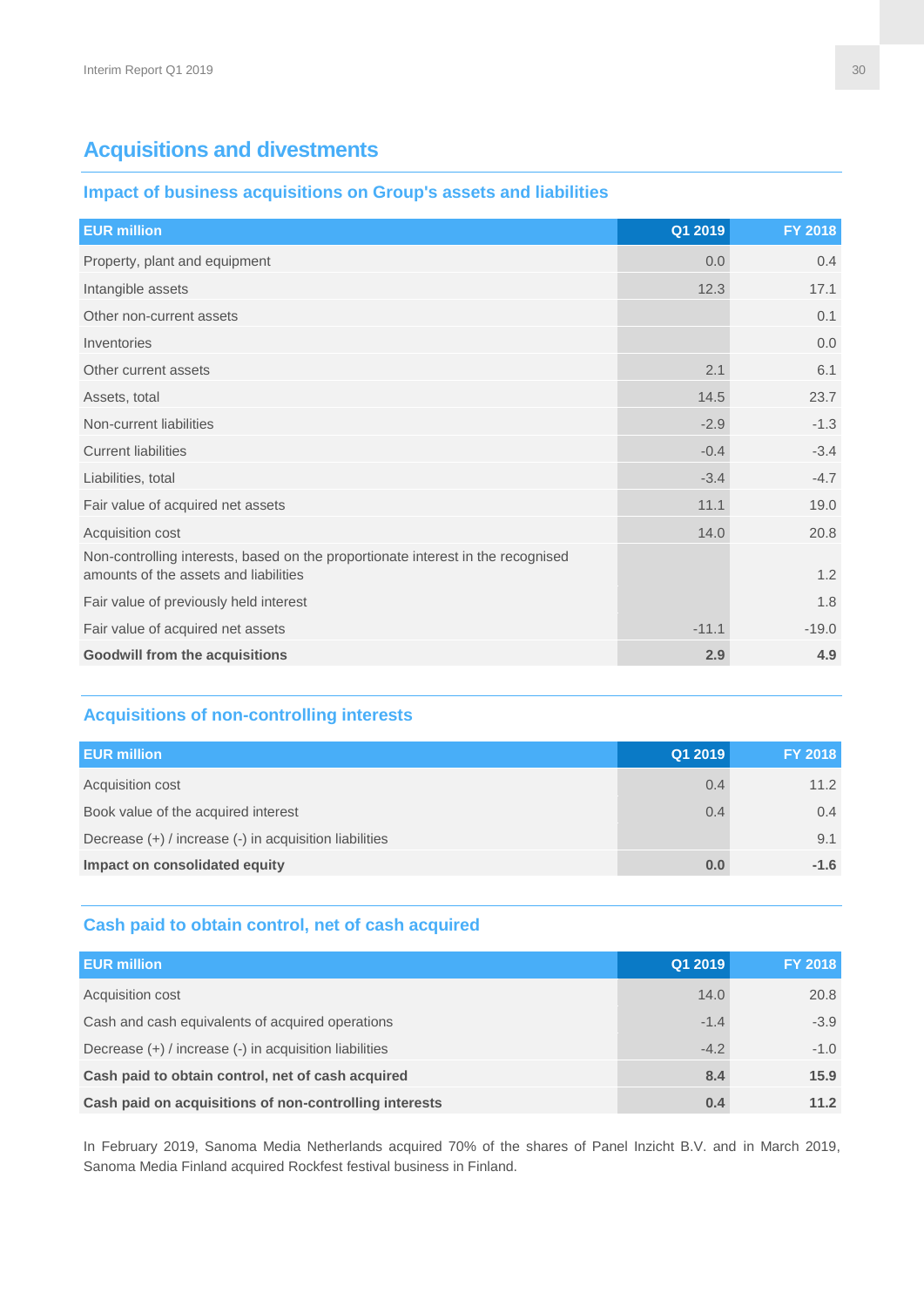## Acquisitions and divestments

### Impact of business acquisitions on Group's assets and liabilities

| EUR million | Q1 2019 | FY 2018 |
|---|---|---|
| Property, plant and equipment | 0.0 | 0.4 |
| Intangible assets | 12.3 | 17.1 |
| Other non-current assets | | 0.1 |
| Inventories | | 0.0 |
| Other current assets | 2.1 | 6.1 |
| Assets, total | 14.5 | 23.7 |
| Non-current liabilities | -2.9 | -1.3 |
| Current liabilities | -0.4 | -3.4 |
| Liabilities, total | -3.4 | -4.7 |
| Fair value of acquired net assets | 11.1 | 19.0 |
| Acquisition cost | 14.0 | 20.8 |
| Non-controlling interests, based on the proportionate interest in the recognised amounts of the assets and liabilities | | 1.2 |
| Fair value of previously held interest | | 1.8 |
| Fair value of acquired net assets | -11.1 | -19.0 |
| **Goodwill from the acquisitions** | **2.9** | **4.9** |

### Acquisitions of non-controlling interests

| EUR million | Q1 2019 | FY 2018 |
|---|---|---|
| Acquisition cost | 0.4 | 11.2 |
| Book value of the acquired interest | 0.4 | 0.4 |
| Decrease (+) / increase (-) in acquisition liabilities | | 9.1 |
| **Impact on consolidated equity** | **0.0** | **-1.6** |

### Cash paid to obtain control, net of cash acquired

| EUR million | Q1 2019 | FY 2018 |
|---|---|---|
| Acquisition cost | 14.0 | 20.8 |
| Cash and cash equivalents of acquired operations | -1.4 | -3.9 |
| Decrease (+) / increase (-) in acquisition liabilities | -4.2 | -1.0 |
| **Cash paid to obtain control, net of cash acquired** | **8.4** | **15.9** |
| **Cash paid on acquisitions of non-controlling interests** | **0.4** | **11.2** |

In February 2019, Sanoma Media Netherlands acquired 70% of the shares of Panel Inzicht B.V. and in March 2019, Sanoma Media Finland acquired Rockfest festival business in Finland.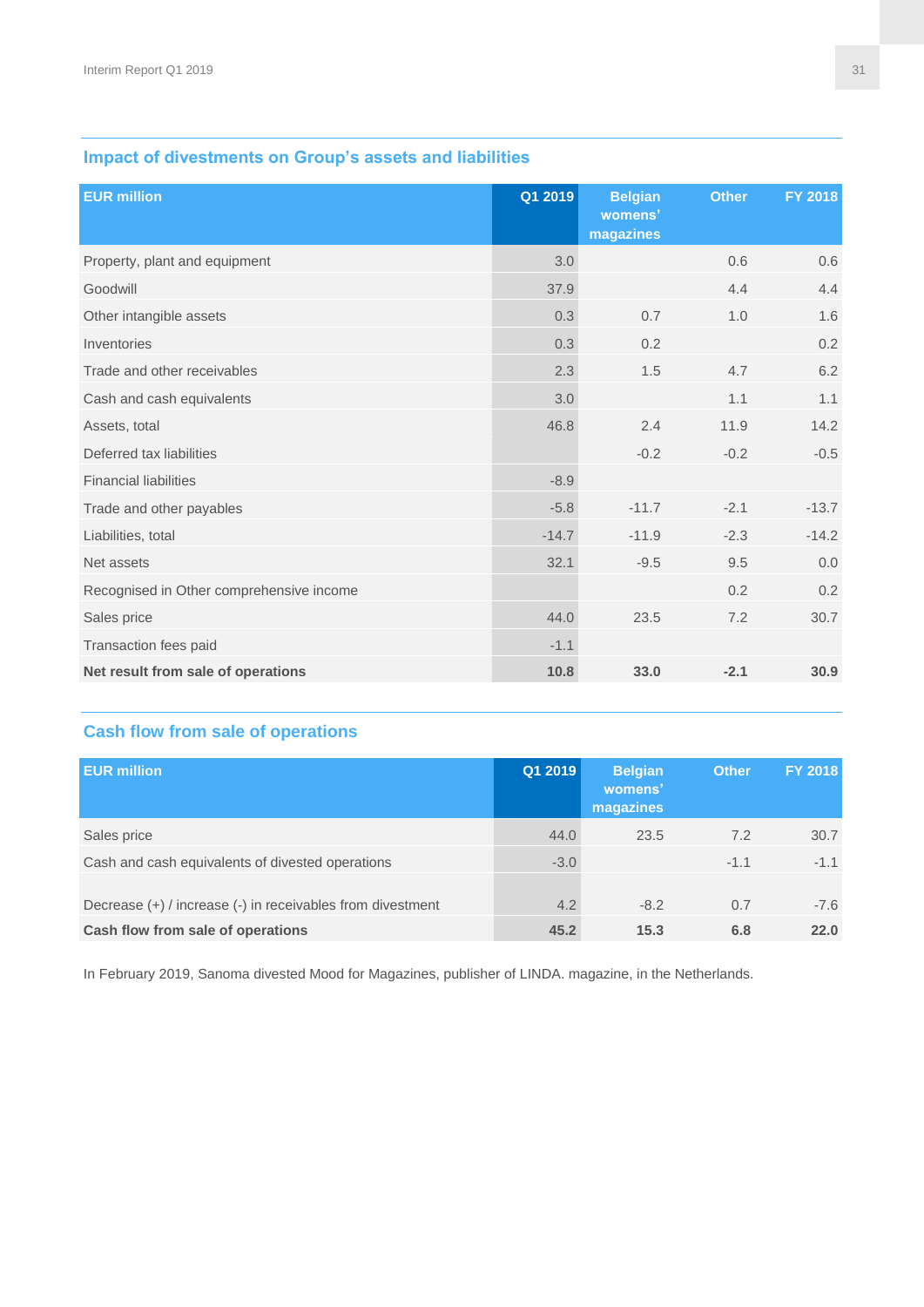## Impact of divestments on Group's assets and liabilities

| EUR million | Q1 2019 | Belgian womens' magazines | Other | FY 2018 |
|---|---|---|---|---|
| Property, plant and equipment | 3.0 | | 0.6 | 0.6 |
| Goodwill | 37.9 | | 4.4 | 4.4 |
| Other intangible assets | 0.3 | 0.7 | 1.0 | 1.6 |
| Inventories | 0.3 | 0.2 | | 0.2 |
| Trade and other receivables | 2.3 | 1.5 | 4.7 | 6.2 |
| Cash and cash equivalents | 3.0 | | 1.1 | 1.1 |
| Assets, total | 46.8 | 2.4 | 11.9 | 14.2 |
| Deferred tax liabilities | | -0.2 | -0.2 | -0.5 |
| Financial liabilities | -8.9 | | | |
| Trade and other payables | -5.8 | -11.7 | -2.1 | -13.7 |
| Liabilities, total | -14.7 | -11.9 | -2.3 | -14.2 |
| Net assets | 32.1 | -9.5 | 9.5 | 0.0 |
| Recognised in Other comprehensive income | | | 0.2 | 0.2 |
| Sales price | 44.0 | 23.5 | 7.2 | 30.7 |
| Transaction fees paid | -1.1 | | | |
| **Net result from sale of operations** | **10.8** | **33.0** | **-2.1** | **30.9** |

## Cash flow from sale of operations

| EUR million | Q1 2019 | Belgian womens' magazines | Other | FY 2018 |
|---|---|---|---|---|
| Sales price | 44.0 | 23.5 | 7.2 | 30.7 |
| Cash and cash equivalents of divested operations | -3.0 | | -1.1 | -1.1 |
| Decrease (+) / increase (-) in receivables from divestment | 4.2 | -8.2 | 0.7 | -7.6 |
| **Cash flow from sale of operations** | **45.2** | **15.3** | **6.8** | **22.0** |

In February 2019, Sanoma divested Mood for Magazines, publisher of LINDA. magazine, in the Netherlands.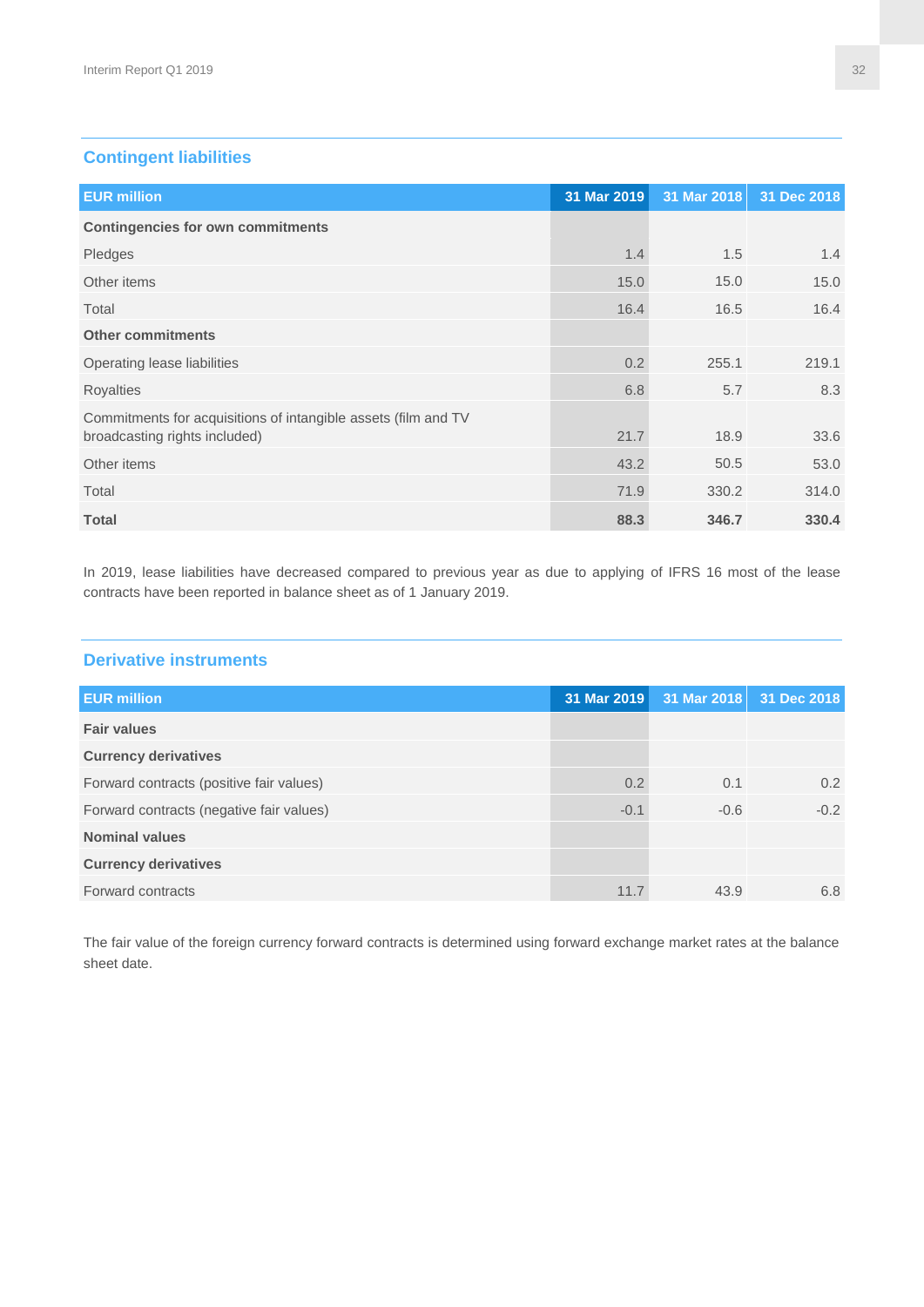## Contingent liabilities

| EUR million | 31 Mar 2019 | 31 Mar 2018 | 31 Dec 2018 |
|---|---|---|---|
| **Contingencies for own commitments** | | | |
| Pledges | 1.4 | 1.5 | 1.4 |
| Other items | 15.0 | 15.0 | 15.0 |
| Total | 16.4 | 16.5 | 16.4 |
| **Other commitments** | | | |
| Operating lease liabilities | 0.2 | 255.1 | 219.1 |
| Royalties | 6.8 | 5.7 | 8.3 |
| Commitments for acquisitions of intangible assets (film and TV broadcasting rights included) | 21.7 | 18.9 | 33.6 |
| Other items | 43.2 | 50.5 | 53.0 |
| Total | 71.9 | 330.2 | 314.0 |
| **Total** | **88.3** | **346.7** | **330.4** |

In 2019, lease liabilities have decreased compared to previous year as due to applying of IFRS 16 most of the lease contracts have been reported in balance sheet as of 1 January 2019.

## Derivative instruments

| EUR million | 31 Mar 2019 | 31 Mar 2018 | 31 Dec 2018 |
|---|---|---|---|
| **Fair values** | | | |
| **Currency derivatives** | | | |
| Forward contracts (positive fair values) | 0.2 | 0.1 | 0.2 |
| Forward contracts (negative fair values) | -0.1 | -0.6 | -0.2 |
| **Nominal values** | | | |
| **Currency derivatives** | | | |
| Forward contracts | 11.7 | 43.9 | 6.8 |

The fair value of the foreign currency forward contracts is determined using forward exchange market rates at the balance sheet date.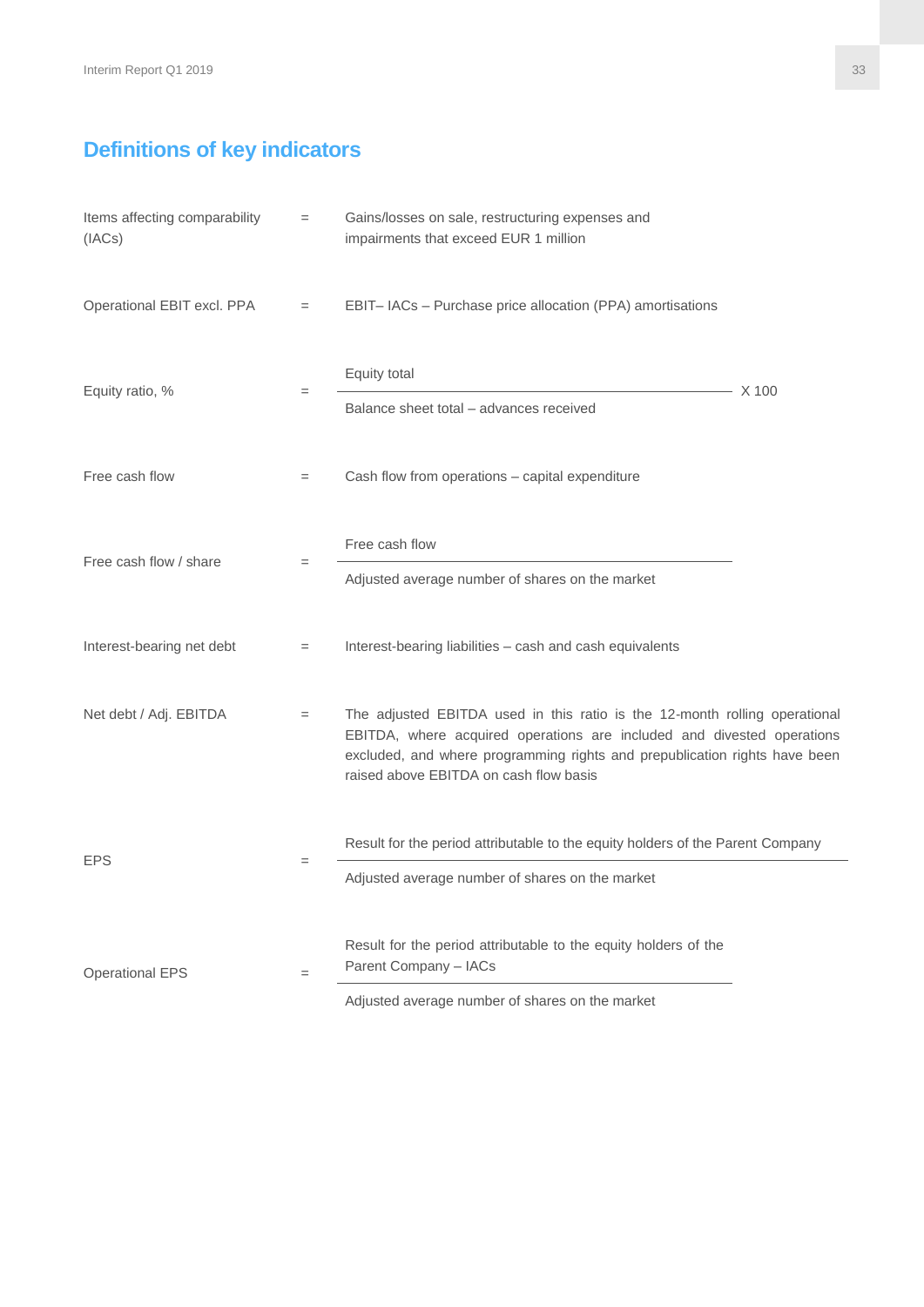# Definitions of key indicators

| | | |
|---|---|---|
| Items affecting comparability (IACs) | = | Gains/losses on sale, restructuring expenses and impairments that exceed EUR 1 million |
| Operational EBIT excl. PPA | = | EBIT– IACs – Purchase price allocation (PPA) amortisations |
| Equity ratio, % | = | $\frac{\text{Equity total}}{\text{Balance sheet total – advances received}} \times 100$ |
| Free cash flow | = | Cash flow from operations – capital expenditure |
| Free cash flow / share | = | $\frac{\text{Free cash flow}}{\text{Adjusted average number of shares on the market}}$ |
| Interest-bearing net debt | = | Interest-bearing liabilities – cash and cash equivalents |
| Net debt / Adj. EBITDA | = | The adjusted EBITDA used in this ratio is the 12-month rolling operational EBITDA, where acquired operations are included and divested operations excluded, and where programming rights and prepublication rights have been raised above EBITDA on cash flow basis |
| EPS | = | $\frac{\text{Result for the period attributable to the equity holders of the Parent Company}}{\text{Adjusted average number of shares on the market}}$ |
| Operational EPS | = | $\frac{\text{Result for the period attributable to the equity holders of the Parent Company – IACs}}{\text{Adjusted average number of shares on the market}}$ |